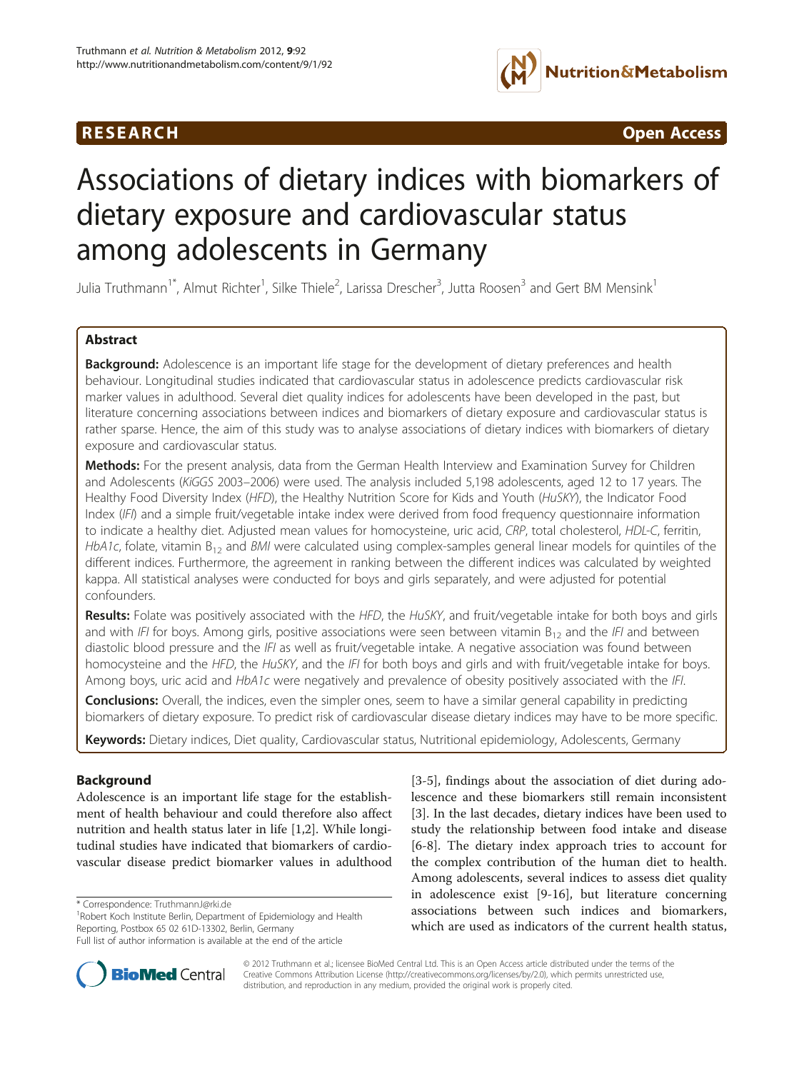RESEARCH Open Access

# Associations of dietary indices with biomarkers of dietary exposure and cardiovascular status among adolescents in Germany

Julia Truthmann[1*], Almut Richter[1], Silke Thiele[2], Larissa Drescher[3], Jutta Roosen[3] and Gert BM Mensink[1]

## Abstract

**Background:** Adolescence is an important life stage for the development of dietary preferences and health behaviour. Longitudinal studies indicated that cardiovascular status in adolescence predicts cardiovascular risk marker values in adulthood. Several diet quality indices for adolescents have been developed in the past, but literature concerning associations between indices and biomarkers of dietary exposure and cardiovascular status is rather sparse. Hence, the aim of this study was to analyse associations of dietary indices with biomarkers of dietary exposure and cardiovascular status.

**Methods:** For the present analysis, data from the German Health Interview and Examination Survey for Children and Adolescents (*KiGGS* 2003–2006) were used. The analysis included 5,198 adolescents, aged 12 to 17 years. The Healthy Food Diversity Index (*HFD*), the Healthy Nutrition Score for Kids and Youth (*HuSKY*), the Indicator Food Index (*IFI*) and a simple fruit/vegetable intake index were derived from food frequency questionnaire information to indicate a healthy diet. Adjusted mean values for homocysteine, uric acid, *CRP*, total cholesterol, *HDL-C*, ferritin, *HbA1c*, folate, vitamin $B_{12}$ and *BMI* were calculated using complex-samples general linear models for quintiles of the different indices. Furthermore, the agreement in ranking between the different indices was calculated by weighted kappa. All statistical analyses were conducted for boys and girls separately, and were adjusted for potential confounders.

**Results:** Folate was positively associated with the *HFD*, the *HuSKY*, and fruit/vegetable intake for both boys and girls and with *IFI* for boys. Among girls, positive associations were seen between vitamin $B_{12}$ and the *IFI* and between diastolic blood pressure and the *IFI* as well as fruit/vegetable intake. A negative association was found between homocysteine and the *HFD*, the *HuSKY*, and the *IFI* for both boys and girls and with fruit/vegetable intake for boys. Among boys, uric acid and *HbA1c* were negatively and prevalence of obesity positively associated with the *IFI*.

**Conclusions:** Overall, the indices, even the simpler ones, seem to have a similar general capability in predicting biomarkers of dietary exposure. To predict risk of cardiovascular disease dietary indices may have to be more specific.

**Keywords:** Dietary indices, Diet quality, Cardiovascular status, Nutritional epidemiology, Adolescents, Germany

## Background

Adolescence is an important life stage for the establishment of health behaviour and could therefore also affect nutrition and health status later in life [1,2]. While longitudinal studies have indicated that biomarkers of cardiovascular disease predict biomarker values in adulthood [3-5], findings about the association of diet during adolescence and these biomarkers still remain inconsistent [3]. In the last decades, dietary indices have been used to study the relationship between food intake and disease [6-8]. The dietary index approach tries to account for the complex contribution of the human diet to health. Among adolescents, several indices to assess diet quality in adolescence exist [9-16], but literature concerning associations between such indices and biomarkers, which are used as indicators of the current health status,

\* Correspondence: TruthmannJ@rki.de

[1]Robert Koch Institute Berlin, Department of Epidemiology and Health Reporting, Postbox 65 02 61D-13302, Berlin, Germany

Full list of author information is available at the end of the article

© 2012 Truthmann et al.; licensee BioMed Central Ltd. This is an Open Access article distributed under the terms of the Creative Commons Attribution License (http://creativecommons.org/licenses/by/2.0), which permits unrestricted use, distribution, and reproduction in any medium, provided the original work is properly cited.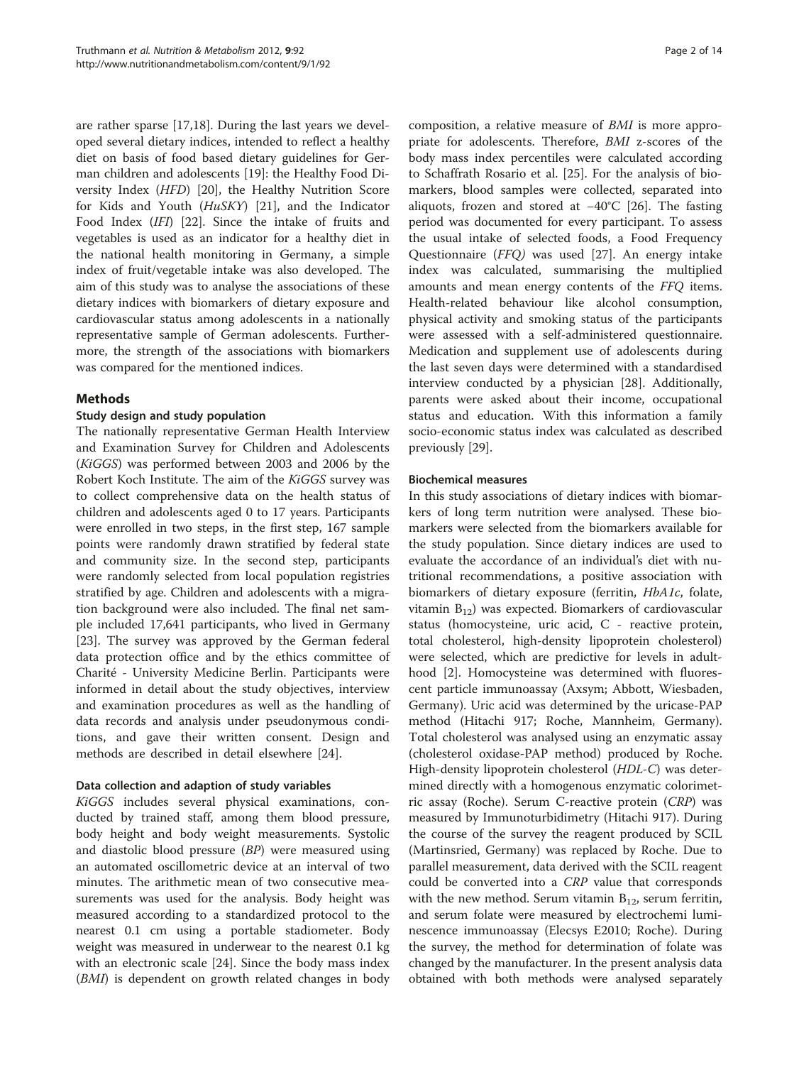are rather sparse [17,18]. During the last years we developed several dietary indices, intended to reflect a healthy diet on basis of food based dietary guidelines for German children and adolescents [19]: the Healthy Food Diversity Index (*HFD*) [20], the Healthy Nutrition Score for Kids and Youth (*HuSKY*) [21], and the Indicator Food Index (*IFI*) [22]. Since the intake of fruits and vegetables is used as an indicator for a healthy diet in the national health monitoring in Germany, a simple index of fruit/vegetable intake was also developed. The aim of this study was to analyse the associations of these dietary indices with biomarkers of dietary exposure and cardiovascular status among adolescents in a nationally representative sample of German adolescents. Furthermore, the strength of the associations with biomarkers was compared for the mentioned indices.

## Methods

### Study design and study population

The nationally representative German Health Interview and Examination Survey for Children and Adolescents (*KiGGS*) was performed between 2003 and 2006 by the Robert Koch Institute. The aim of the *KiGGS* survey was to collect comprehensive data on the health status of children and adolescents aged 0 to 17 years. Participants were enrolled in two steps, in the first step, 167 sample points were randomly drawn stratified by federal state and community size. In the second step, participants were randomly selected from local population registries stratified by age. Children and adolescents with a migration background were also included. The final net sample included 17,641 participants, who lived in Germany [23]. The survey was approved by the German federal data protection office and by the ethics committee of Charité - University Medicine Berlin. Participants were informed in detail about the study objectives, interview and examination procedures as well as the handling of data records and analysis under pseudonymous conditions, and gave their written consent. Design and methods are described in detail elsewhere [24].

#### Data collection and adaption of study variables

*KiGGS* includes several physical examinations, conducted by trained staff, among them blood pressure, body height and body weight measurements. Systolic and diastolic blood pressure (*BP*) were measured using an automated oscillometric device at an interval of two minutes. The arithmetic mean of two consecutive measurements was used for the analysis. Body height was measured according to a standardized protocol to the nearest 0.1 cm using a portable stadiometer. Body weight was measured in underwear to the nearest 0.1 kg with an electronic scale [24]. Since the body mass index (*BMI*) is dependent on growth related changes in body composition, a relative measure of *BMI* is more appropriate for adolescents. Therefore, *BMI* z-scores of the body mass index percentiles were calculated according to Schaffrath Rosario et al. [25]. For the analysis of biomarkers, blood samples were collected, separated into aliquots, frozen and stored at −40°C [26]. The fasting period was documented for every participant. To assess the usual intake of selected foods, a Food Frequency Questionnaire (*FFQ)* was used [27]. An energy intake index was calculated, summarising the multiplied amounts and mean energy contents of the *FFQ* items. Health-related behaviour like alcohol consumption, physical activity and smoking status of the participants were assessed with a self-administered questionnaire. Medication and supplement use of adolescents during the last seven days were determined with a standardised interview conducted by a physician [28]. Additionally, parents were asked about their income, occupational status and education. With this information a family socio-economic status index was calculated as described previously [29].

#### Biochemical measures

In this study associations of dietary indices with biomarkers of long term nutrition were analysed. These biomarkers were selected from the biomarkers available for the study population. Since dietary indices are used to evaluate the accordance of an individual's diet with nutritional recommendations, a positive association with biomarkers of dietary exposure (ferritin, *HbA1c*, folate, vitamin $B_{12}$) was expected. Biomarkers of cardiovascular status (homocysteine, uric acid, C - reactive protein, total cholesterol, high-density lipoprotein cholesterol) were selected, which are predictive for levels in adulthood [2]. Homocysteine was determined with fluorescent particle immunoassay (Axsym; Abbott, Wiesbaden, Germany). Uric acid was determined by the uricase-PAP method (Hitachi 917; Roche, Mannheim, Germany). Total cholesterol was analysed using an enzymatic assay (cholesterol oxidase-PAP method) produced by Roche. High-density lipoprotein cholesterol (*HDL-C*) was determined directly with a homogenous enzymatic colorimetric assay (Roche). Serum C-reactive protein (*CRP*) was measured by Immunoturbidimetry (Hitachi 917). During the course of the survey the reagent produced by SCIL (Martinsried, Germany) was replaced by Roche. Due to parallel measurement, data derived with the SCIL reagent could be converted into a *CRP* value that corresponds with the new method. Serum vitamin $B_{12}$, serum ferritin, and serum folate were measured by electrochemi luminescence immunoassay (Elecsys E2010; Roche). During the survey, the method for determination of folate was changed by the manufacturer. In the present analysis data obtained with both methods were analysed separately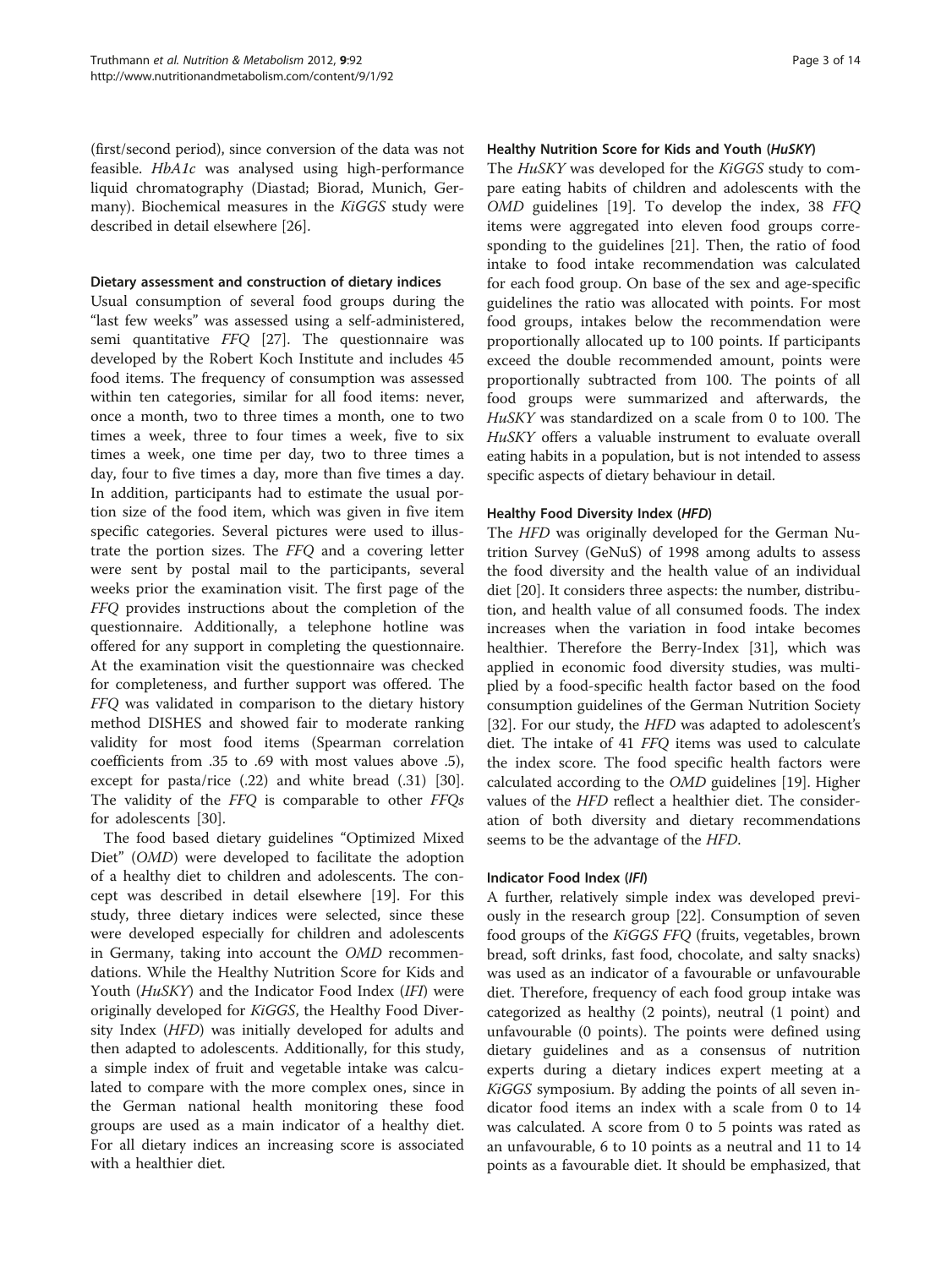(first/second period), since conversion of the data was not feasible. *HbA1c* was analysed using high-performance liquid chromatography (Diastad; Biorad, Munich, Germany). Biochemical measures in the *KiGGS* study were described in detail elsewhere [26].

### Dietary assessment and construction of dietary indices

Usual consumption of several food groups during the "last few weeks" was assessed using a self-administered, semi quantitative *FFQ* [27]. The questionnaire was developed by the Robert Koch Institute and includes 45 food items. The frequency of consumption was assessed within ten categories, similar for all food items: never, once a month, two to three times a month, one to two times a week, three to four times a week, five to six times a week, one time per day, two to three times a day, four to five times a day, more than five times a day. In addition, participants had to estimate the usual portion size of the food item, which was given in five item specific categories. Several pictures were used to illustrate the portion sizes. The *FFQ* and a covering letter were sent by postal mail to the participants, several weeks prior the examination visit. The first page of the *FFQ* provides instructions about the completion of the questionnaire. Additionally, a telephone hotline was offered for any support in completing the questionnaire. At the examination visit the questionnaire was checked for completeness, and further support was offered. The *FFQ* was validated in comparison to the dietary history method DISHES and showed fair to moderate ranking validity for most food items (Spearman correlation coefficients from .35 to .69 with most values above .5), except for pasta/rice (.22) and white bread (.31) [30]. The validity of the *FFQ* is comparable to other *FFQs* for adolescents [30].

The food based dietary guidelines "Optimized Mixed Diet" (*OMD*) were developed to facilitate the adoption of a healthy diet to children and adolescents. The concept was described in detail elsewhere [19]. For this study, three dietary indices were selected, since these were developed especially for children and adolescents in Germany, taking into account the *OMD* recommendations. While the Healthy Nutrition Score for Kids and Youth (*HuSKY*) and the Indicator Food Index (*IFI*) were originally developed for *KiGGS*, the Healthy Food Diversity Index (*HFD*) was initially developed for adults and then adapted to adolescents. Additionally, for this study, a simple index of fruit and vegetable intake was calculated to compare with the more complex ones, since in the German national health monitoring these food groups are used as a main indicator of a healthy diet. For all dietary indices an increasing score is associated with a healthier diet.

### Healthy Nutrition Score for Kids and Youth (*HuSKY*)

The *HuSKY* was developed for the *KiGGS* study to compare eating habits of children and adolescents with the *OMD* guidelines [19]. To develop the index, 38 *FFQ* items were aggregated into eleven food groups corresponding to the guidelines [21]. Then, the ratio of food intake to food intake recommendation was calculated for each food group. On base of the sex and age-specific guidelines the ratio was allocated with points. For most food groups, intakes below the recommendation were proportionally allocated up to 100 points. If participants exceed the double recommended amount, points were proportionally subtracted from 100. The points of all food groups were summarized and afterwards, the *HuSKY* was standardized on a scale from 0 to 100. The *HuSKY* offers a valuable instrument to evaluate overall eating habits in a population, but is not intended to assess specific aspects of dietary behaviour in detail.

### Healthy Food Diversity Index (*HFD*)

The *HFD* was originally developed for the German Nutrition Survey (GeNuS) of 1998 among adults to assess the food diversity and the health value of an individual diet [20]. It considers three aspects: the number, distribution, and health value of all consumed foods. The index increases when the variation in food intake becomes healthier. Therefore the Berry-Index [31], which was applied in economic food diversity studies, was multiplied by a food-specific health factor based on the food consumption guidelines of the German Nutrition Society [32]. For our study, the *HFD* was adapted to adolescent's diet. The intake of 41 *FFQ* items was used to calculate the index score. The food specific health factors were calculated according to the *OMD* guidelines [19]. Higher values of the *HFD* reflect a healthier diet. The consideration of both diversity and dietary recommendations seems to be the advantage of the *HFD*.

### Indicator Food Index (*IFI*)

A further, relatively simple index was developed previously in the research group [22]. Consumption of seven food groups of the *KiGGS FFQ* (fruits, vegetables, brown bread, soft drinks, fast food, chocolate, and salty snacks) was used as an indicator of a favourable or unfavourable diet. Therefore, frequency of each food group intake was categorized as healthy (2 points), neutral (1 point) and unfavourable (0 points). The points were defined using dietary guidelines and as a consensus of nutrition experts during a dietary indices expert meeting at a *KiGGS* symposium. By adding the points of all seven indicator food items an index with a scale from 0 to 14 was calculated. A score from 0 to 5 points was rated as an unfavourable, 6 to 10 points as a neutral and 11 to 14 points as a favourable diet. It should be emphasized, that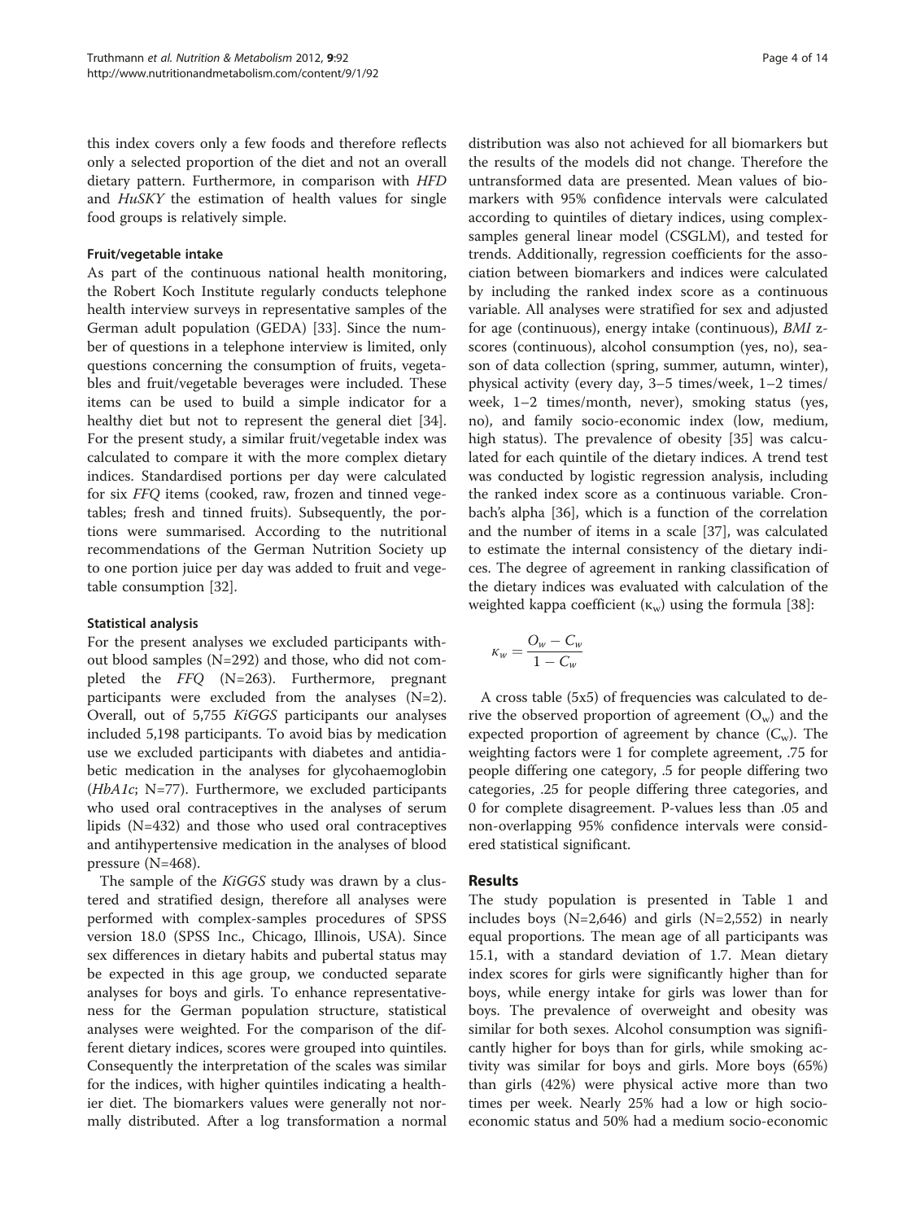this index covers only a few foods and therefore reflects only a selected proportion of the diet and not an overall dietary pattern. Furthermore, in comparison with *HFD* and *HuSKY* the estimation of health values for single food groups is relatively simple.

#### Fruit/vegetable intake

As part of the continuous national health monitoring, the Robert Koch Institute regularly conducts telephone health interview surveys in representative samples of the German adult population (GEDA) [33]. Since the number of questions in a telephone interview is limited, only questions concerning the consumption of fruits, vegetables and fruit/vegetable beverages were included. These items can be used to build a simple indicator for a healthy diet but not to represent the general diet [34]. For the present study, a similar fruit/vegetable index was calculated to compare it with the more complex dietary indices. Standardised portions per day were calculated for six *FFQ* items (cooked, raw, frozen and tinned vegetables; fresh and tinned fruits). Subsequently, the portions were summarised. According to the nutritional recommendations of the German Nutrition Society up to one portion juice per day was added to fruit and vegetable consumption [32].

#### Statistical analysis

For the present analyses we excluded participants without blood samples (N=292) and those, who did not complete the *FFQ* (N=263). Furthermore, pregnant participants were excluded from the analyses (N=2). Overall, out of 5,755 *KiGGS* participants our analyses included 5,198 participants. To avoid bias by medication use we excluded participants with diabetes and antidiabetic medication in the analyses for glycohaemoglobin (*HbA1c*; N=77). Furthermore, we excluded participants who used oral contraceptives in the analyses of serum lipids (N=432) and those who used oral contraceptives and antihypertensive medication in the analyses of blood pressure (N=468).

The sample of the *KiGGS* study was drawn by a clustered and stratified design, therefore all analyses were performed with complex-samples procedures of SPSS version 18.0 (SPSS Inc., Chicago, Illinois, USA). Since sex differences in dietary habits and pubertal status may be expected in this age group, we conducted separate analyses for boys and girls. To enhance representativeness for the German population structure, statistical analyses were weighted. For the comparison of the different dietary indices, scores were grouped into quintiles. Consequently the interpretation of the scales was similar for the indices, with higher quintiles indicating a healthier diet. The biomarkers values were generally not normally distributed. After a log transformation a normal distribution was also not achieved for all biomarkers but the results of the models did not change. Therefore the untransformed data are presented. Mean values of biomarkers with 95% confidence intervals were calculated according to quintiles of dietary indices, using complex-samples general linear model (CSGLM), and tested for trends. Additionally, regression coefficients for the association between biomarkers and indices were calculated by including the ranked index score as a continuous variable. All analyses were stratified for sex and adjusted for age (continuous), energy intake (continuous), *BMI* z-scores (continuous), alcohol consumption (yes, no), season of data collection (spring, summer, autumn, winter), physical activity (every day, 3–5 times/week, 1–2 times/week, 1–2 times/month, never), smoking status (yes, no), and family socio-economic index (low, medium, high status). The prevalence of obesity [35] was calculated for each quintile of the dietary indices. A trend test was conducted by logistic regression analysis, including the ranked index score as a continuous variable. Cronbach's alpha [36], which is a function of the correlation and the number of items in a scale [37], was calculated to estimate the internal consistency of the dietary indices. The degree of agreement in ranking classification of the dietary indices was evaluated with calculation of the weighted kappa coefficient ($\kappa_w$) using the formula [38]:

$$\kappa_w = \frac{O_w - C_w}{1 - C_w}$$

A cross table (5x5) of frequencies was calculated to derive the observed proportion of agreement ($O_w$) and the expected proportion of agreement by chance ($C_w$). The weighting factors were 1 for complete agreement, .75 for people differing one category, .5 for people differing two categories, .25 for people differing three categories, and 0 for complete disagreement. P-values less than .05 and non-overlapping 95% confidence intervals were considered statistical significant.

## Results

The study population is presented in Table 1 and includes boys (N=2,646) and girls (N=2,552) in nearly equal proportions. The mean age of all participants was 15.1, with a standard deviation of 1.7. Mean dietary index scores for girls were significantly higher than for boys, while energy intake for girls was lower than for boys. The prevalence of overweight and obesity was similar for both sexes. Alcohol consumption was significantly higher for boys than for girls, while smoking activity was similar for boys and girls. More boys (65%) than girls (42%) were physical active more than two times per week. Nearly 25% had a low or high socio-economic status and 50% had a medium socio-economic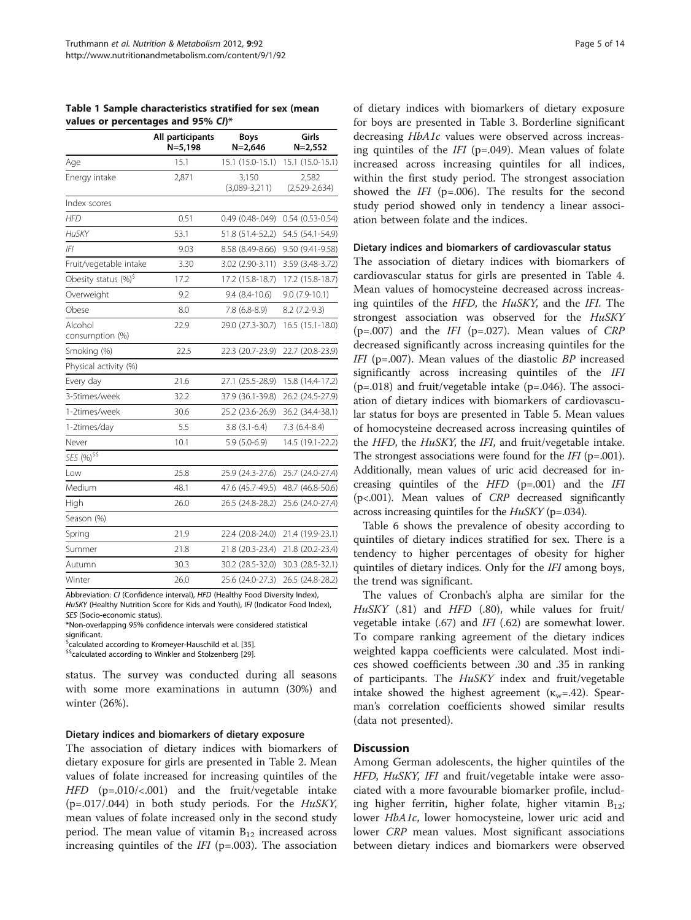**Table 1 Sample characteristics stratified for sex (mean values or percentages and 95% CI)***

| | All participants N=5,198 | Boys N=2,646 | Girls N=2,552 |
|---|---|---|---|
| Age | 15.1 | 15.1 (15.0-15.1) | 15.1 (15.0-15.1) |
| Energy intake | 2,871 | 3,150 (3,089-3,211) | 2,582 (2,529-2,634) |
| Index scores | | | |
| *HFD* | 0.51 | 0.49 (0.48-.049) | 0.54 (0.53-0.54) |
| *HuSKY* | 53.1 | 51.8 (51.4-52.2) | 54.5 (54.1-54.9) |
| *IFI* | 9.03 | 8.58 (8.49-8.66) | 9.50 (9.41-9.58) |
| Fruit/vegetable intake | 3.30 | 3.02 (2.90-3.11) | 3.59 (3.48-3.72) |
| Obesity status (%)[$] | 17.2 | 17.2 (15.8-18.7) | 17.2 (15.8-18.7) |
| Overweight | 9.2 | 9.4 (8.4-10.6) | 9.0 (7.9-10.1) |
| Obese | 8.0 | 7.8 (6.8-8.9) | 8.2 (7.2-9.3) |
| Alcohol consumption (%) | 22.9 | 29.0 (27.3-30.7) | 16.5 (15.1-18.0) |
| Smoking (%) | 22.5 | 22.3 (20.7-23.9) | 22.7 (20.8-23.9) |
| Physical activity (%) | | | |
| Every day | 21.6 | 27.1 (25.5-28.9) | 15.8 (14.4-17.2) |
| 3-5times/week | 32.2 | 37.9 (36.1-39.8) | 26.2 (24.5-27.9) |
| 1-2times/week | 30.6 | 25.2 (23.6-26.9) | 36.2 (34.4-38.1) |
| 1-2times/day | 5.5 | 3.8 (3.1-6.4) | 7.3 (6.4-8.4) |
| Never | 10.1 | 5.9 (5.0-6.9) | 14.5 (19.1-22.2) |
| *SES* (%)[$$] | | | |
| Low | 25.8 | 25.9 (24.3-27.6) | 25.7 (24.0-27.4) |
| Medium | 48.1 | 47.6 (45.7-49.5) | 48.7 (46.8-50.6) |
| High | 26.0 | 26.5 (24.8-28.2) | 25.6 (24.0-27.4) |
| Season (%) | | | |
| Spring | 21.9 | 22.4 (20.8-24.0) | 21.4 (19.9-23.1) |
| Summer | 21.8 | 21.8 (20.3-23.4) | 21.8 (20.2-23.4) |
| Autumn | 30.3 | 30.2 (28.5-32.0) | 30.3 (28.5-32.1) |
| Winter | 26.0 | 25.6 (24.0-27.3) | 26.5 (24.8-28.2) |

Abbreviation: *CI* (Confidence interval), *HFD* (Healthy Food Diversity Index), *HuSKY* (Healthy Nutrition Score for Kids and Youth), *IFI* (Indicator Food Index), *SES* (Socio-economic status).
*Non-overlapping 95% confidence intervals were considered statistical significant.
[$]calculated according to Kromeyer-Hauschild et al. [35].
[$$]calculated according to Winkler and Stolzenberg [29].

status. The survey was conducted during all seasons with some more examinations in autumn (30%) and winter (26%).

### Dietary indices and biomarkers of dietary exposure

The association of dietary indices with biomarkers of dietary exposure for girls are presented in Table 2. Mean values of folate increased for increasing quintiles of the *HFD* (p=.010/<.001) and the fruit/vegetable intake (p=.017/.044) in both study periods. For the *HuSKY*, mean values of folate increased only in the second study period. The mean value of vitamin $B_{12}$ increased across increasing quintiles of the *IFI* (p=.003). The association of dietary indices with biomarkers of dietary exposure for boys are presented in Table 3. Borderline significant decreasing *HbA1c* values were observed across increasing quintiles of the *IFI* (p=.049). Mean values of folate increased across increasing quintiles for all indices, within the first study period. The strongest association showed the *IFI* (p=.006). The results for the second study period showed only in tendency a linear association between folate and the indices.

### Dietary indices and biomarkers of cardiovascular status

The association of dietary indices with biomarkers of cardiovascular status for girls are presented in Table 4. Mean values of homocysteine decreased across increasing quintiles of the *HFD*, the *HuSKY*, and the *IFI*. The strongest association was observed for the *HuSKY* (p=.007) and the *IFI* (p=.027). Mean values of *CRP* decreased significantly across increasing quintiles for the *IFI* (p=.007). Mean values of the diastolic *BP* increased significantly across increasing quintiles of the *IFI* (p=.018) and fruit/vegetable intake (p=.046). The association of dietary indices with biomarkers of cardiovascular status for boys are presented in Table 5. Mean values of homocysteine decreased across increasing quintiles of the *HFD*, the *HuSKY*, the *IFI*, and fruit/vegetable intake. The strongest associations were found for the *IFI* (p=.001). Additionally, mean values of uric acid decreased for increasing quintiles of the *HFD* (p=.001) and the *IFI* (p<.001). Mean values of *CRP* decreased significantly across increasing quintiles for the *HuSKY* (p=.034).

Table 6 shows the prevalence of obesity according to quintiles of dietary indices stratified for sex. There is a tendency to higher percentages of obesity for higher quintiles of dietary indices. Only for the *IFI* among boys, the trend was significant.

The values of Cronbach's alpha are similar for the *HuSKY* (.81) and *HFD* (.80), while values for fruit/vegetable intake (.67) and *IFI* (.62) are somewhat lower. To compare ranking agreement of the dietary indices weighted kappa coefficients were calculated. Most indices showed coefficients between .30 and .35 in ranking of participants. The *HuSKY* index and fruit/vegetable intake showed the highest agreement ($\kappa_w$=.42). Spearman's correlation coefficients showed similar results (data not presented).

## Discussion

Among German adolescents, the higher quintiles of the *HFD*, *HuSKY*, *IFI* and fruit/vegetable intake were associated with a more favourable biomarker profile, including higher ferritin, higher folate, higher vitamin $B_{12}$; lower *HbA1c*, lower homocysteine, lower uric acid and lower *CRP* mean values. Most significant associations between dietary indices and biomarkers were observed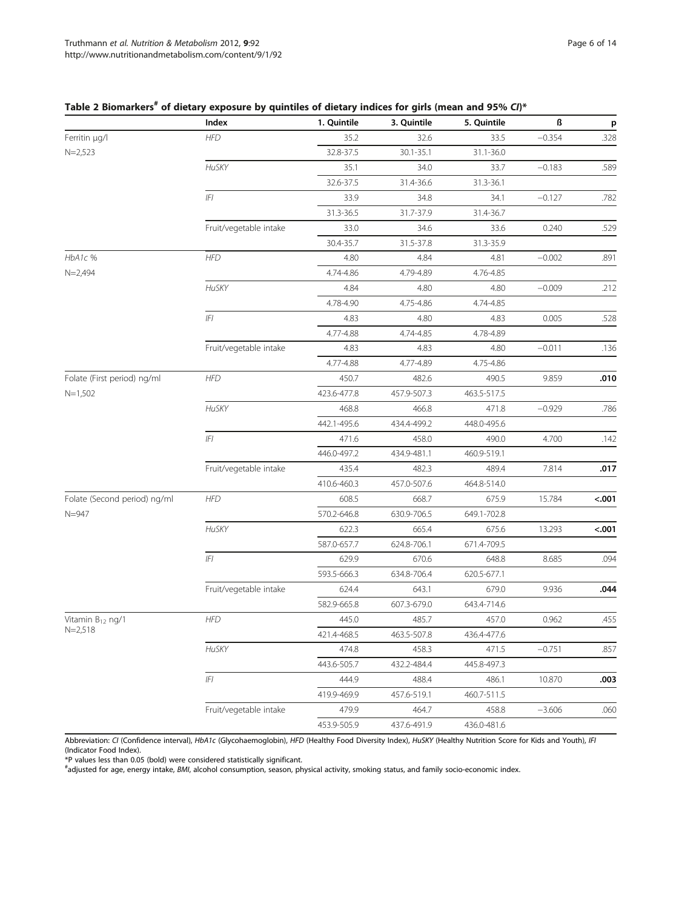**Table 2 Biomarkers[#] of dietary exposure by quintiles of dietary indices for girls (mean and 95% *CI*)***

| | Index | 1. Quintile | 3. Quintile | 5. Quintile | ß | p |
|---|---|---|---|---|---|---|
| Ferritin µg/l | *HFD* | 35.2 | 32.6 | 33.5 | −0.354 | .328 |
| N=2,523 | | 32.8-37.5 | 30.1-35.1 | 31.1-36.0 | | |
| | *HuSKY* | 35.1 | 34.0 | 33.7 | −0.183 | .589 |
| | | 32.6-37.5 | 31.4-36.6 | 31.3-36.1 | | |
| | *IFI* | 33.9 | 34.8 | 34.1 | −0.127 | .782 |
| | | 31.3-36.5 | 31.7-37.9 | 31.4-36.7 | | |
| | Fruit/vegetable intake | 33.0 | 34.6 | 33.6 | 0.240 | .529 |
| | | 30.4-35.7 | 31.5-37.8 | 31.3-35.9 | | |
| *HbA1c* % | *HFD* | 4.80 | 4.84 | 4.81 | −0.002 | .891 |
| N=2,494 | | 4.74-4.86 | 4.79-4.89 | 4.76-4.85 | | |
| | *HuSKY* | 4.84 | 4.80 | 4.80 | −0.009 | .212 |
| | | 4.78-4.90 | 4.75-4.86 | 4.74-4.85 | | |
| | *IFI* | 4.83 | 4.80 | 4.83 | 0.005 | .528 |
| | | 4.77-4.88 | 4.74-4.85 | 4.78-4.89 | | |
| | Fruit/vegetable intake | 4.83 | 4.83 | 4.80 | −0.011 | .136 |
| | | 4.77-4.88 | 4.77-4.89 | 4.75-4.86 | | |
| Folate (First period) ng/ml | *HFD* | 450.7 | 482.6 | 490.5 | 9.859 | **.010** |
| N=1,502 | | 423.6-477.8 | 457.9-507.3 | 463.5-517.5 | | |
| | *HuSKY* | 468.8 | 466.8 | 471.8 | −0.929 | .786 |
| | | 442.1-495.6 | 434.4-499.2 | 448.0-495.6 | | |
| | *IFI* | 471.6 | 458.0 | 490.0 | 4.700 | .142 |
| | | 446.0-497.2 | 434.9-481.1 | 460.9-519.1 | | |
| | Fruit/vegetable intake | 435.4 | 482.3 | 489.4 | 7.814 | **.017** |
| | | 410.6-460.3 | 457.0-507.6 | 464.8-514.0 | | |
| Folate (Second period) ng/ml | *HFD* | 608.5 | 668.7 | 675.9 | 15.784 | **<.001** |
| N=947 | | 570.2-646.8 | 630.9-706.5 | 649.1-702.8 | | |
| | *HuSKY* | 622.3 | 665.4 | 675.6 | 13.293 | **<.001** |
| | | 587.0-657.7 | 624.8-706.1 | 671.4-709.5 | | |
| | *IFI* | 629.9 | 670.6 | 648.8 | 8.685 | .094 |
| | | 593.5-666.3 | 634.8-706.4 | 620.5-677.1 | | |
| | Fruit/vegetable intake | 624.4 | 643.1 | 679.0 | 9.936 | **.044** |
| | | 582.9-665.8 | 607.3-679.0 | 643.4-714.6 | | |
| Vitamin $B_{12}$ ng/1 N=2,518 | *HFD* | 445.0 | 485.7 | 457.0 | 0.962 | .455 |
| | | 421.4-468.5 | 463.5-507.8 | 436.4-477.6 | | |
| | *HuSKY* | 474.8 | 458.3 | 471.5 | −0.751 | .857 |
| | | 443.6-505.7 | 432.2-484.4 | 445.8-497.3 | | |
| | *IFI* | 444.9 | 488.4 | 486.1 | 10.870 | **.003** |
| | | 419.9-469.9 | 457.6-519.1 | 460.7-511.5 | | |
| | Fruit/vegetable intake | 479.9 | 464.7 | 458.8 | −3.606 | .060 |
| | | 453.9-505.9 | 437.6-491.9 | 436.0-481.6 | | |

Abbreviation: *CI* (Confidence interval), *HbA1c* (Glycohaemoglobin), *HFD* (Healthy Food Diversity Index), *HuSKY* (Healthy Nutrition Score for Kids and Youth), *IFI* (Indicator Food Index).

*P values less than 0.05 (bold) were considered statistically significant.

[#]adjusted for age, energy intake, *BMI*, alcohol consumption, season, physical activity, smoking status, and family socio-economic index.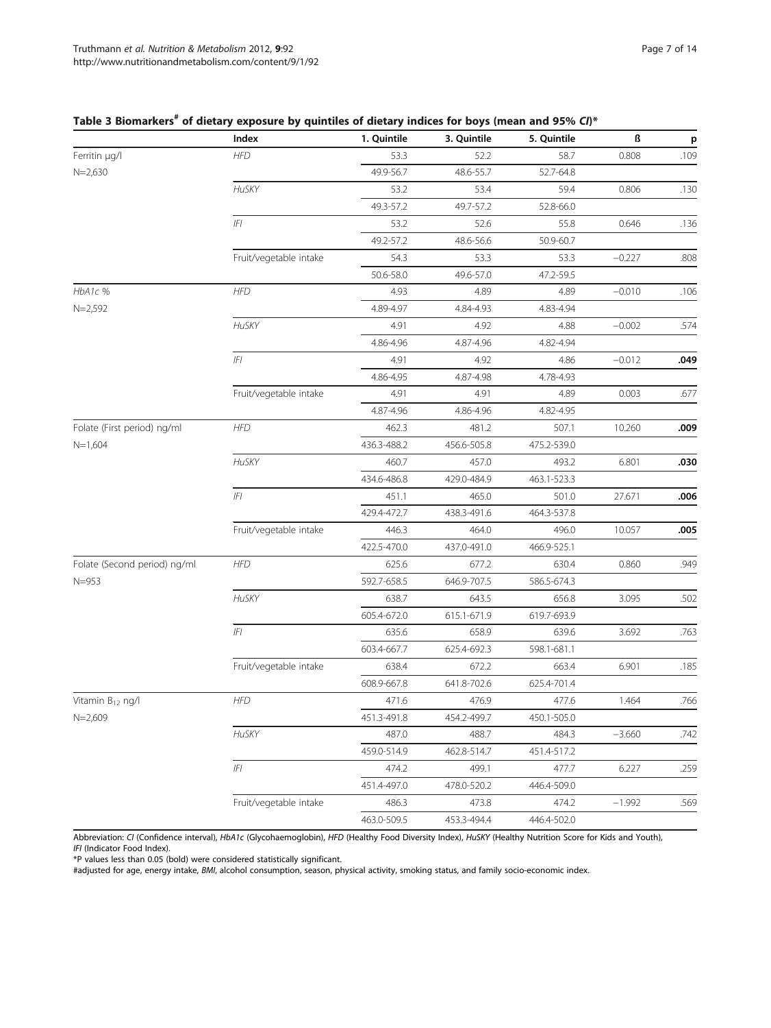**Table 3 Biomarkers[#] of dietary exposure by quintiles of dietary indices for boys (mean and 95% *CI*)***

| | Index | 1. Quintile | 3. Quintile | 5. Quintile | ß | p |
|---|---|---|---|---|---|---|
| Ferritin µg/l | *HFD* | 53.3 | 52.2 | 58.7 | 0.808 | .109 |
| N=2,630 | | 49.9-56.7 | 48.6-55.7 | 52.7-64.8 | | |
| | *HuSKY* | 53.2 | 53.4 | 59.4 | 0.806 | .130 |
| | | 49.3-57.2 | 49.7-57.2 | 52.8-66.0 | | |
| | *IFI* | 53.2 | 52.6 | 55.8 | 0.646 | .136 |
| | | 49.2-57.2 | 48.6-56.6 | 50.9-60.7 | | |
| | Fruit/vegetable intake | 54.3 | 53.3 | 53.3 | −0.227 | .808 |
| | | 50.6-58.0 | 49.6-57.0 | 47.2-59.5 | | |
| *HbA1c* % | *HFD* | 4.93 | 4.89 | 4.89 | −0.010 | .106 |
| N=2,592 | | 4.89-4.97 | 4.84-4.93 | 4.83-4.94 | | |
| | *HuSKY* | 4.91 | 4.92 | 4.88 | −0.002 | .574 |
| | | 4.86-4.96 | 4.87-4.96 | 4.82-4.94 | | |
| | *IFI* | 4.91 | 4.92 | 4.86 | −0.012 | **.049** |
| | | 4.86-4.95 | 4.87-4.98 | 4.78-4.93 | | |
| | Fruit/vegetable intake | 4.91 | 4.91 | 4.89 | 0.003 | .677 |
| | | 4.87-4.96 | 4.86-4.96 | 4.82-4.95 | | |
| Folate (First period) ng/ml | *HFD* | 462.3 | 481.2 | 507.1 | 10.260 | **.009** |
| N=1,604 | | 436.3-488.2 | 456.6-505.8 | 475.2-539.0 | | |
| | *HuSKY* | 460.7 | 457.0 | 493.2 | 6.801 | **.030** |
| | | 434.6-486.8 | 429.0-484.9 | 463.1-523.3 | | |
| | *IFI* | 451.1 | 465.0 | 501.0 | 27.671 | **.006** |
| | | 429.4-472.7 | 438.3-491.6 | 464.3-537.8 | | |
| | Fruit/vegetable intake | 446.3 | 464.0 | 496.0 | 10.057 | **.005** |
| | | 422.5-470.0 | 437.0-491.0 | 466.9-525.1 | | |
| Folate (Second period) ng/ml | *HFD* | 625.6 | 677.2 | 630.4 | 0.860 | .949 |
| N=953 | | 592.7-658.5 | 646.9-707.5 | 586.5-674.3 | | |
| | *HuSKY* | 638.7 | 643.5 | 656.8 | 3.095 | .502 |
| | | 605.4-672.0 | 615.1-671.9 | 619.7-693.9 | | |
| | *IFI* | 635.6 | 658.9 | 639.6 | 3.692 | .763 |
| | | 603.4-667.7 | 625.4-692.3 | 598.1-681.1 | | |
| | Fruit/vegetable intake | 638.4 | 672.2 | 663.4 | 6.901 | .185 |
| | | 608.9-667.8 | 641.8-702.6 | 625.4-701.4 | | |
| Vitamin $B_{12}$ ng/l | *HFD* | 471.6 | 476.9 | 477.6 | 1.464 | .766 |
| N=2,609 | | 451.3-491.8 | 454.2-499.7 | 450.1-505.0 | | |
| | *HuSKY* | 487.0 | 488.7 | 484.3 | −3.660 | .742 |
| | | 459.0-514.9 | 462.8-514.7 | 451.4-517.2 | | |
| | *IFI* | 474.2 | 499.1 | 477.7 | 6.227 | .259 |
| | | 451.4-497.0 | 478.0-520.2 | 446.4-509.0 | | |
| | Fruit/vegetable intake | 486.3 | 473.8 | 474.2 | −1.992 | .569 |
| | | 463.0-509.5 | 453.3-494.4 | 446.4-502.0 | | |

Abbreviation: *CI* (Confidence interval), *HbA1c* (Glycohaemoglobin), *HFD* (Healthy Food Diversity Index), *HuSKY* (Healthy Nutrition Score for Kids and Youth), *IFI* (Indicator Food Index).

*P values less than 0.05 (bold) were considered statistically significant.

#adjusted for age, energy intake, *BMI*, alcohol consumption, season, physical activity, smoking status, and family socio-economic index.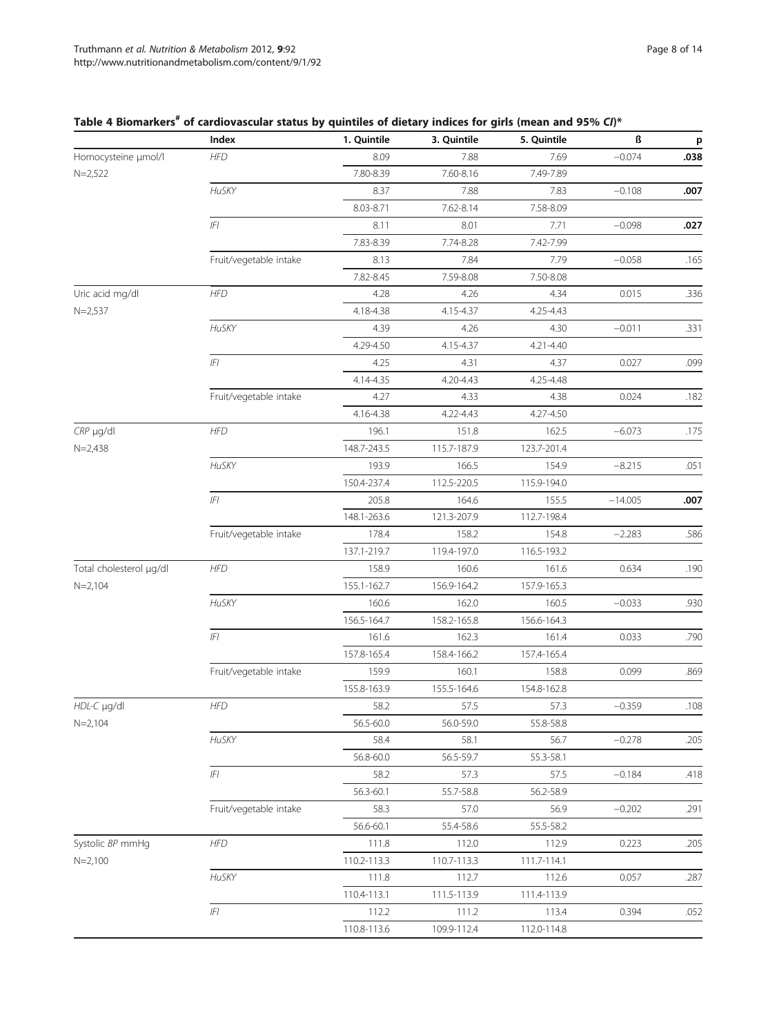**Table 4 Biomarkers[#] of cardiovascular status by quintiles of dietary indices for girls (mean and 95% *CI*)***

| | Index | 1. Quintile | 3. Quintile | 5. Quintile | ß | p |
|---|---|---|---|---|---|---|
| Homocysteine µmol/l | *HFD* | 8.09 | 7.88 | 7.69 | −0.074 | **.038** |
| N=2,522 | | 7.80-8.39 | 7.60-8.16 | 7.49-7.89 | | |
| | *HuSKY* | 8.37 | 7.88 | 7.83 | −0.108 | **.007** |
| | | 8.03-8.71 | 7.62-8.14 | 7.58-8.09 | | |
| | *IFI* | 8.11 | 8.01 | 7.71 | −0.098 | **.027** |
| | | 7.83-8.39 | 7.74-8.28 | 7.42-7.99 | | |
| | Fruit/vegetable intake | 8.13 | 7.84 | 7.79 | −0.058 | .165 |
| | | 7.82-8.45 | 7.59-8.08 | 7.50-8.08 | | |
| Uric acid mg/dl | *HFD* | 4.28 | 4.26 | 4.34 | 0.015 | .336 |
| N=2,537 | | 4.18-4.38 | 4.15-4.37 | 4.25-4.43 | | |
| | *HuSKY* | 4.39 | 4.26 | 4.30 | −0.011 | .331 |
| | | 4.29-4.50 | 4.15-4.37 | 4.21-4.40 | | |
| | *IFI* | 4.25 | 4.31 | 4.37 | 0.027 | .099 |
| | | 4.14-4.35 | 4.20-4.43 | 4.25-4.48 | | |
| | Fruit/vegetable intake | 4.27 | 4.33 | 4.38 | 0.024 | .182 |
| | | 4.16-4.38 | 4.22-4.43 | 4.27-4.50 | | |
| *CRP* µg/dl | *HFD* | 196.1 | 151.8 | 162.5 | −6.073 | .175 |
| N=2,438 | | 148.7-243.5 | 115.7-187.9 | 123.7-201.4 | | |
| | *HuSKY* | 193.9 | 166.5 | 154.9 | −8.215 | .051 |
| | | 150.4-237.4 | 112.5-220.5 | 115.9-194.0 | | |
| | *IFI* | 205.8 | 164.6 | 155.5 | −14.005 | **.007** |
| | | 148.1-263.6 | 121.3-207.9 | 112.7-198.4 | | |
| | Fruit/vegetable intake | 178.4 | 158.2 | 154.8 | −2.283 | .586 |
| | | 137.1-219.7 | 119.4-197.0 | 116.5-193.2 | | |
| Total cholesterol µg/dl | *HFD* | 158.9 | 160.6 | 161.6 | 0.634 | .190 |
| N=2,104 | | 155.1-162.7 | 156.9-164.2 | 157.9-165.3 | | |
| | *HuSKY* | 160.6 | 162.0 | 160.5 | −0.033 | .930 |
| | | 156.5-164.7 | 158.2-165.8 | 156.6-164.3 | | |
| | *IFI* | 161.6 | 162.3 | 161.4 | 0.033 | .790 |
| | | 157.8-165.4 | 158.4-166.2 | 157.4-165.4 | | |
| | Fruit/vegetable intake | 159.9 | 160.1 | 158.8 | 0.099 | .869 |
| | | 155.8-163.9 | 155.5-164.6 | 154.8-162.8 | | |
| *HDL-C* µg/dl | *HFD* | 58.2 | 57.5 | 57.3 | −0.359 | .108 |
| N=2,104 | | 56.5-60.0 | 56.0-59.0 | 55.8-58.8 | | |
| | *HuSKY* | 58.4 | 58.1 | 56.7 | −0.278 | .205 |
| | | 56.8-60.0 | 56.5-59.7 | 55.3-58.1 | | |
| | *IFI* | 58.2 | 57.3 | 57.5 | −0.184 | .418 |
| | | 56.3-60.1 | 55.7-58.8 | 56.2-58.9 | | |
| | Fruit/vegetable intake | 58.3 | 57.0 | 56.9 | −0.202 | .291 |
| | | 56.6-60.1 | 55.4-58.6 | 55.5-58.2 | | |
| Systolic *BP* mmHg | *HFD* | 111.8 | 112.0 | 112.9 | 0.223 | .205 |
| N=2,100 | | 110.2-113.3 | 110.7-113.3 | 111.7-114.1 | | |
| | *HuSKY* | 111.8 | 112.7 | 112.6 | 0.057 | .287 |
| | | 110.4-113.1 | 111.5-113.9 | 111.4-113.9 | | |
| | *IFI* | 112.2 | 111.2 | 113.4 | 0.394 | .052 |
| | | 110.8-113.6 | 109.9-112.4 | 112.0-114.8 | | |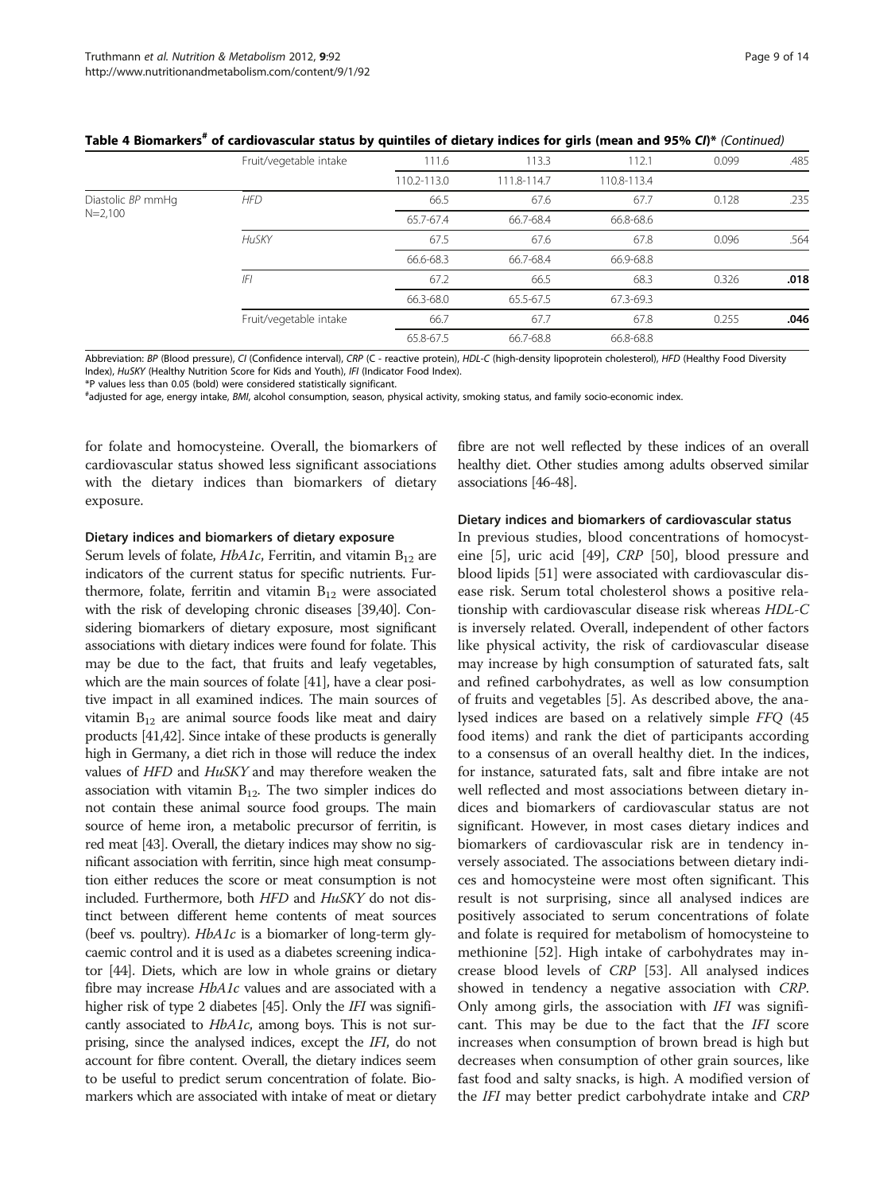**Table 4 Biomarkers[#] of cardiovascular status by quintiles of dietary indices for girls (mean and 95% CI)\* (Continued)**

| | | | | | | |
|---|---|---|---|---|---|---|
| | Fruit/vegetable intake | 111.6 | 113.3 | 112.1 | 0.099 | .485 |
| | | 110.2-113.0 | 111.8-114.7 | 110.8-113.4 | | |
| Diastolic *BP* mmHg N=2,100 | *HFD* | 66.5 | 67.6 | 67.7 | 0.128 | .235 |
| | | 65.7-67.4 | 66.7-68.4 | 66.8-68.6 | | |
| | *HuSKY* | 67.5 | 67.6 | 67.8 | 0.096 | .564 |
| | | 66.6-68.3 | 66.7-68.4 | 66.9-68.8 | | |
| | *IFI* | 67.2 | 66.5 | 68.3 | 0.326 | **.018** |
| | | 66.3-68.0 | 65.5-67.5 | 67.3-69.3 | | |
| | Fruit/vegetable intake | 66.7 | 67.7 | 67.8 | 0.255 | **.046** |
| | | 65.8-67.5 | 66.7-68.8 | 66.8-68.8 | | |

Abbreviation: *BP* (Blood pressure), *CI* (Confidence interval), *CRP* (C - reactive protein), *HDL-C* (high-density lipoprotein cholesterol), *HFD* (Healthy Food Diversity Index), *HuSKY* (Healthy Nutrition Score for Kids and Youth), *IFI* (Indicator Food Index).
\*P values less than 0.05 (bold) were considered statistically significant.
[#]adjusted for age, energy intake, *BMI*, alcohol consumption, season, physical activity, smoking status, and family socio-economic index.

for folate and homocysteine. Overall, the biomarkers of cardiovascular status showed less significant associations with the dietary indices than biomarkers of dietary exposure.

#### Dietary indices and biomarkers of dietary exposure

Serum levels of folate, *HbA1c*, Ferritin, and vitamin $B_{12}$ are indicators of the current status for specific nutrients. Furthermore, folate, ferritin and vitamin $B_{12}$ were associated with the risk of developing chronic diseases [39,40]. Considering biomarkers of dietary exposure, most significant associations with dietary indices were found for folate. This may be due to the fact, that fruits and leafy vegetables, which are the main sources of folate [41], have a clear positive impact in all examined indices. The main sources of vitamin $B_{12}$ are animal source foods like meat and dairy products [41,42]. Since intake of these products is generally high in Germany, a diet rich in those will reduce the index values of *HFD* and *HuSKY* and may therefore weaken the association with vitamin $B_{12}$. The two simpler indices do not contain these animal source food groups. The main source of heme iron, a metabolic precursor of ferritin, is red meat [43]. Overall, the dietary indices may show no significant association with ferritin, since high meat consumption either reduces the score or meat consumption is not included. Furthermore, both *HFD* and *HuSKY* do not distinct between different heme contents of meat sources (beef vs. poultry). *HbA1c* is a biomarker of long-term glycaemic control and it is used as a diabetes screening indicator [44]. Diets, which are low in whole grains or dietary fibre may increase *HbA1c* values and are associated with a higher risk of type 2 diabetes [45]. Only the *IFI* was significantly associated to *HbA1c*, among boys. This is not surprising, since the analysed indices, except the *IFI*, do not account for fibre content. Overall, the dietary indices seem to be useful to predict serum concentration of folate. Biomarkers which are associated with intake of meat or dietary fibre are not well reflected by these indices of an overall healthy diet. Other studies among adults observed similar associations [46-48].

#### Dietary indices and biomarkers of cardiovascular status

In previous studies, blood concentrations of homocysteine [5], uric acid [49], *CRP* [50], blood pressure and blood lipids [51] were associated with cardiovascular disease risk. Serum total cholesterol shows a positive relationship with cardiovascular disease risk whereas *HDL-C* is inversely related. Overall, independent of other factors like physical activity, the risk of cardiovascular disease may increase by high consumption of saturated fats, salt and refined carbohydrates, as well as low consumption of fruits and vegetables [5]. As described above, the analysed indices are based on a relatively simple *FFQ* (45 food items) and rank the diet of participants according to a consensus of an overall healthy diet. In the indices, for instance, saturated fats, salt and fibre intake are not well reflected and most associations between dietary indices and biomarkers of cardiovascular status are not significant. However, in most cases dietary indices and biomarkers of cardiovascular risk are in tendency inversely associated. The associations between dietary indices and homocysteine were most often significant. This result is not surprising, since all analysed indices are positively associated to serum concentrations of folate and folate is required for metabolism of homocysteine to methionine [52]. High intake of carbohydrates may increase blood levels of *CRP* [53]. All analysed indices showed in tendency a negative association with *CRP*. Only among girls, the association with *IFI* was significant. This may be due to the fact that the *IFI* score increases when consumption of brown bread is high but decreases when consumption of other grain sources, like fast food and salty snacks, is high. A modified version of the *IFI* may better predict carbohydrate intake and *CRP*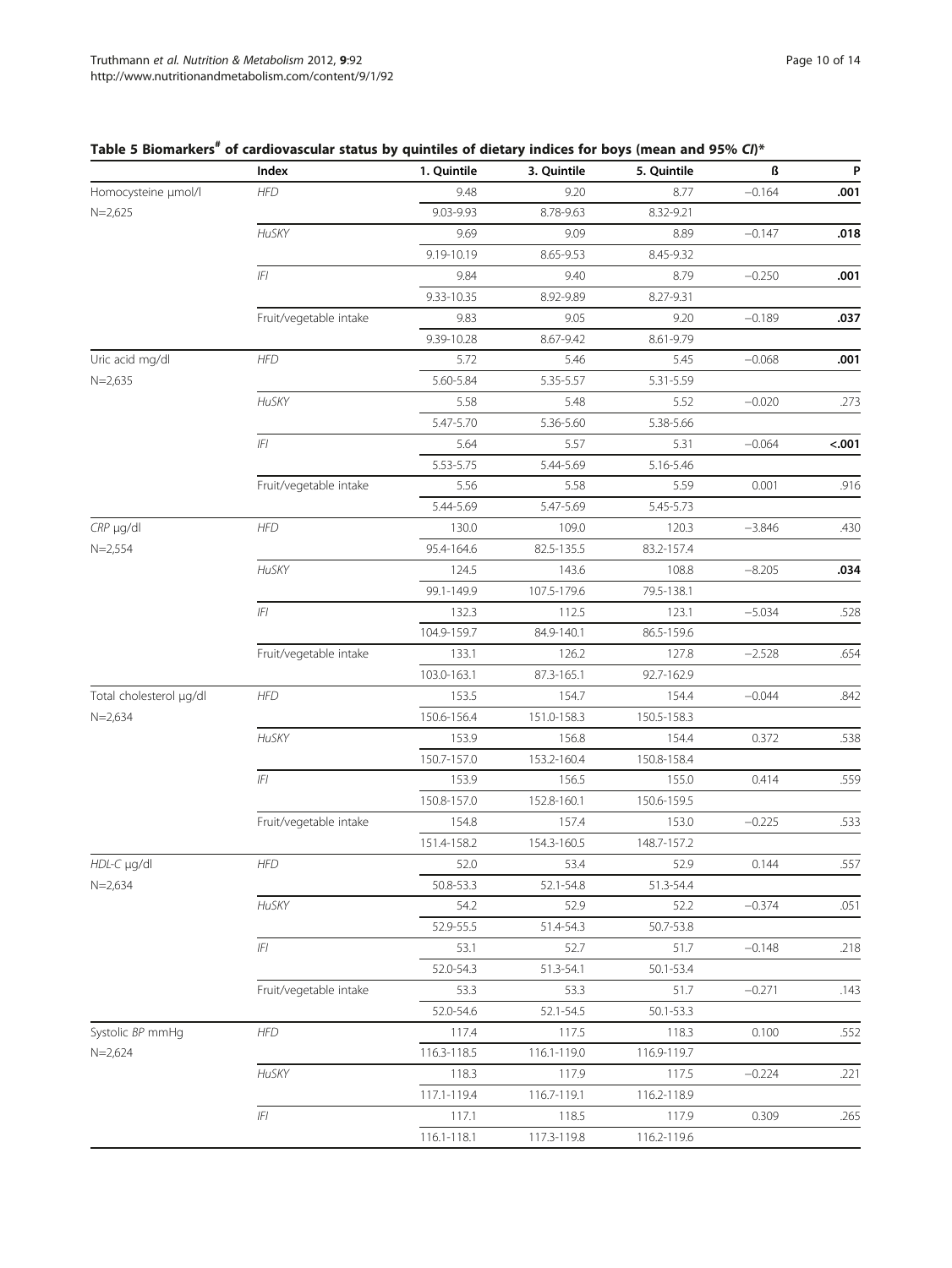**Table 5 Biomarkers[#] of cardiovascular status by quintiles of dietary indices for boys (mean and 95% *CI*)***

| | Index | 1. Quintile | 3. Quintile | 5. Quintile | ß | P |
|---|---|---|---|---|---|---|
| Homocysteine µmol/l | *HFD* | 9.48 | 9.20 | 8.77 | −0.164 | **.001** |
| N=2,625 | | 9.03-9.93 | 8.78-9.63 | 8.32-9.21 | | |
| | *HuSKY* | 9.69 | 9.09 | 8.89 | −0.147 | **.018** |
| | | 9.19-10.19 | 8.65-9.53 | 8.45-9.32 | | |
| | *IFI* | 9.84 | 9.40 | 8.79 | −0.250 | **.001** |
| | | 9.33-10.35 | 8.92-9.89 | 8.27-9.31 | | |
| | Fruit/vegetable intake | 9.83 | 9.05 | 9.20 | −0.189 | **.037** |
| | | 9.39-10.28 | 8.67-9.42 | 8.61-9.79 | | |
| Uric acid mg/dl | *HFD* | 5.72 | 5.46 | 5.45 | −0.068 | **.001** |
| N=2,635 | | 5.60-5.84 | 5.35-5.57 | 5.31-5.59 | | |
| | *HuSKY* | 5.58 | 5.48 | 5.52 | −0.020 | .273 |
| | | 5.47-5.70 | 5.36-5.60 | 5.38-5.66 | | |
| | *IFI* | 5.64 | 5.57 | 5.31 | −0.064 | **<.001** |
| | | 5.53-5.75 | 5.44-5.69 | 5.16-5.46 | | |
| | Fruit/vegetable intake | 5.56 | 5.58 | 5.59 | 0.001 | .916 |
| | | 5.44-5.69 | 5.47-5.69 | 5.45-5.73 | | |
| *CRP* µg/dl | *HFD* | 130.0 | 109.0 | 120.3 | −3.846 | .430 |
| N=2,554 | | 95.4-164.6 | 82.5-135.5 | 83.2-157.4 | | |
| | *HuSKY* | 124.5 | 143.6 | 108.8 | −8.205 | **.034** |
| | | 99.1-149.9 | 107.5-179.6 | 79.5-138.1 | | |
| | *IFI* | 132.3 | 112.5 | 123.1 | −5.034 | .528 |
| | | 104.9-159.7 | 84.9-140.1 | 86.5-159.6 | | |
| | Fruit/vegetable intake | 133.1 | 126.2 | 127.8 | −2.528 | .654 |
| | | 103.0-163.1 | 87.3-165.1 | 92.7-162.9 | | |
| Total cholesterol µg/dl | *HFD* | 153.5 | 154.7 | 154.4 | −0.044 | .842 |
| N=2,634 | | 150.6-156.4 | 151.0-158.3 | 150.5-158.3 | | |
| | *HuSKY* | 153.9 | 156.8 | 154.4 | 0.372 | .538 |
| | | 150.7-157.0 | 153.2-160.4 | 150.8-158.4 | | |
| | *IFI* | 153.9 | 156.5 | 155.0 | 0.414 | .559 |
| | | 150.8-157.0 | 152.8-160.1 | 150.6-159.5 | | |
| | Fruit/vegetable intake | 154.8 | 157.4 | 153.0 | −0.225 | .533 |
| | | 151.4-158.2 | 154.3-160.5 | 148.7-157.2 | | |
| *HDL-C* µg/dl | *HFD* | 52.0 | 53.4 | 52.9 | 0.144 | .557 |
| N=2,634 | | 50.8-53.3 | 52.1-54.8 | 51.3-54.4 | | |
| | *HuSKY* | 54.2 | 52.9 | 52.2 | −0.374 | .051 |
| | | 52.9-55.5 | 51.4-54.3 | 50.7-53.8 | | |
| | *IFI* | 53.1 | 52.7 | 51.7 | −0.148 | .218 |
| | | 52.0-54.3 | 51.3-54.1 | 50.1-53.4 | | |
| | Fruit/vegetable intake | 53.3 | 53.3 | 51.7 | −0.271 | .143 |
| | | 52.0-54.6 | 52.1-54.5 | 50.1-53.3 | | |
| Systolic *BP* mmHg | *HFD* | 117.4 | 117.5 | 118.3 | 0.100 | .552 |
| N=2,624 | | 116.3-118.5 | 116.1-119.0 | 116.9-119.7 | | |
| | *HuSKY* | 118.3 | 117.9 | 117.5 | −0.224 | .221 |
| | | 117.1-119.4 | 116.7-119.1 | 116.2-118.9 | | |
| | *IFI* | 117.1 | 118.5 | 117.9 | 0.309 | .265 |
| | | 116.1-118.1 | 117.3-119.8 | 116.2-119.6 | | |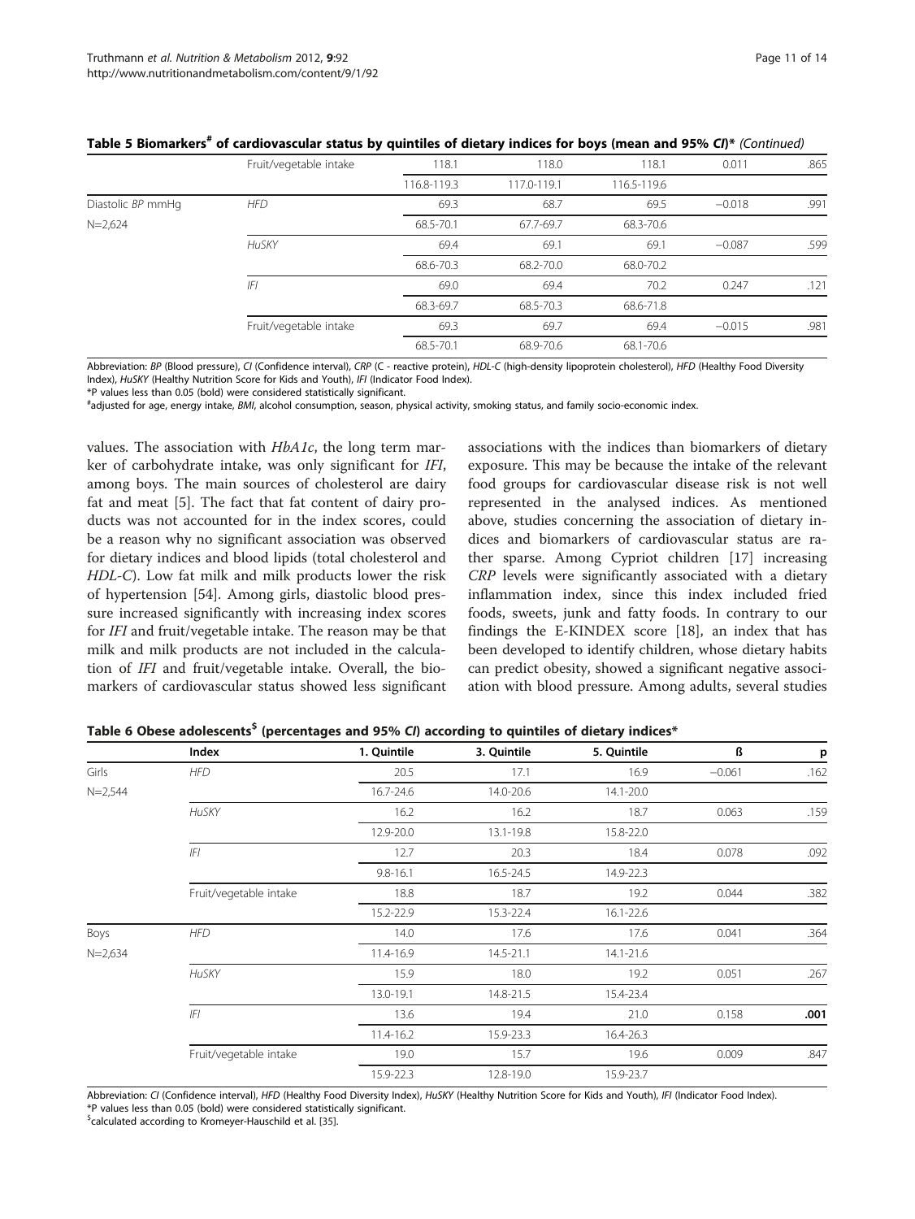**Table 5 Biomarkers[#] of cardiovascular status by quintiles of dietary indices for boys (mean and 95% CI)*** *(Continued)*

| | | | | | | |
|---|---|---|---|---|---|---|
| | Fruit/vegetable intake | 118.1 | 118.0 | 118.1 | 0.011 | .865 |
| | | 116.8-119.3 | 117.0-119.1 | 116.5-119.6 | | |
| Diastolic *BP* mmHg | *HFD* | 69.3 | 68.7 | 69.5 | −0.018 | .991 |
| N=2,624 | | 68.5-70.1 | 67.7-69.7 | 68.3-70.6 | | |
| | *HuSKY* | 69.4 | 69.1 | 69.1 | −0.087 | .599 |
| | | 68.6-70.3 | 68.2-70.0 | 68.0-70.2 | | |
| | *IFI* | 69.0 | 69.4 | 70.2 | 0.247 | .121 |
| | | 68.3-69.7 | 68.5-70.3 | 68.6-71.8 | | |
| | Fruit/vegetable intake | 69.3 | 69.7 | 69.4 | −0.015 | .981 |
| | | 68.5-70.1 | 68.9-70.6 | 68.1-70.6 | | |

Abbreviation: *BP* (Blood pressure), *CI* (Confidence interval), *CRP* (C - reactive protein), *HDL-C* (high-density lipoprotein cholesterol), *HFD* (Healthy Food Diversity Index), *HuSKY* (Healthy Nutrition Score for Kids and Youth), *IFI* (Indicator Food Index).
*P values less than 0.05 (bold) were considered statistically significant.
[#]adjusted for age, energy intake, *BMI*, alcohol consumption, season, physical activity, smoking status, and family socio-economic index.

values. The association with *HbA1c*, the long term marker of carbohydrate intake, was only significant for *IFI*, among boys. The main sources of cholesterol are dairy fat and meat [5]. The fact that fat content of dairy products was not accounted for in the index scores, could be a reason why no significant association was observed for dietary indices and blood lipids (total cholesterol and *HDL-C*). Low fat milk and milk products lower the risk of hypertension [54]. Among girls, diastolic blood pressure increased significantly with increasing index scores for *IFI* and fruit/vegetable intake. The reason may be that milk and milk products are not included in the calculation of *IFI* and fruit/vegetable intake. Overall, the biomarkers of cardiovascular status showed less significant associations with the indices than biomarkers of dietary exposure. This may be because the intake of the relevant food groups for cardiovascular disease risk is not well represented in the analysed indices. As mentioned above, studies concerning the association of dietary indices and biomarkers of cardiovascular status are rather sparse. Among Cypriot children [17] increasing *CRP* levels were significantly associated with a dietary inflammation index, since this index included fried foods, sweets, junk and fatty foods. In contrary to our findings the E-KINDEX score [18], an index that has been developed to identify children, whose dietary habits can predict obesity, showed a significant negative association with blood pressure. Among adults, several studies

**Table 6 Obese adolescents[$] (percentages and 95% CI) according to quintiles of dietary indices***

| | Index | 1. Quintile | 3. Quintile | 5. Quintile | ß | p |
|---|---|---|---|---|---|---|
| Girls | *HFD* | 20.5 | 17.1 | 16.9 | −0.061 | .162 |
| N=2,544 | | 16.7-24.6 | 14.0-20.6 | 14.1-20.0 | | |
| | *HuSKY* | 16.2 | 16.2 | 18.7 | 0.063 | .159 |
| | | 12.9-20.0 | 13.1-19.8 | 15.8-22.0 | | |
| | *IFI* | 12.7 | 20.3 | 18.4 | 0.078 | .092 |
| | | 9.8-16.1 | 16.5-24.5 | 14.9-22.3 | | |
| | Fruit/vegetable intake | 18.8 | 18.7 | 19.2 | 0.044 | .382 |
| | | 15.2-22.9 | 15.3-22.4 | 16.1-22.6 | | |
| Boys | *HFD* | 14.0 | 17.6 | 17.6 | 0.041 | .364 |
| N=2,634 | | 11.4-16.9 | 14.5-21.1 | 14.1-21.6 | | |
| | *HuSKY* | 15.9 | 18.0 | 19.2 | 0.051 | .267 |
| | | 13.0-19.1 | 14.8-21.5 | 15.4-23.4 | | |
| | *IFI* | 13.6 | 19.4 | 21.0 | 0.158 | **.001** |
| | | 11.4-16.2 | 15.9-23.3 | 16.4-26.3 | | |
| | Fruit/vegetable intake | 19.0 | 15.7 | 19.6 | 0.009 | .847 |
| | | 15.9-22.3 | 12.8-19.0 | 15.9-23.7 | | |

Abbreviation: *CI* (Confidence interval), *HFD* (Healthy Food Diversity Index), *HuSKY* (Healthy Nutrition Score for Kids and Youth), *IFI* (Indicator Food Index).
*P values less than 0.05 (bold) were considered statistically significant.
[$]calculated according to Kromeyer-Hauschild et al. [35].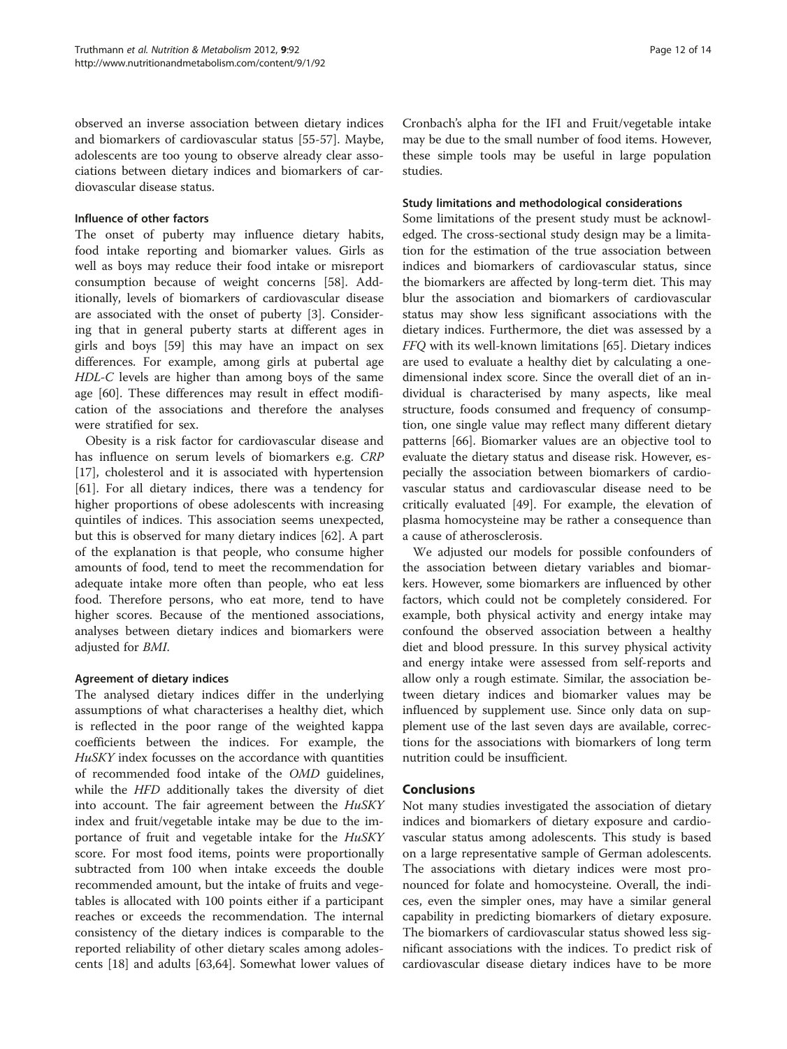observed an inverse association between dietary indices and biomarkers of cardiovascular status [55-57]. Maybe, adolescents are too young to observe already clear associations between dietary indices and biomarkers of cardiovascular disease status.

### Influence of other factors

The onset of puberty may influence dietary habits, food intake reporting and biomarker values. Girls as well as boys may reduce their food intake or misreport consumption because of weight concerns [58]. Additionally, levels of biomarkers of cardiovascular disease are associated with the onset of puberty [3]. Considering that in general puberty starts at different ages in girls and boys [59] this may have an impact on sex differences. For example, among girls at pubertal age *HDL-C* levels are higher than among boys of the same age [60]. These differences may result in effect modification of the associations and therefore the analyses were stratified for sex.

Obesity is a risk factor for cardiovascular disease and has influence on serum levels of biomarkers e.g. *CRP* [17], cholesterol and it is associated with hypertension [61]. For all dietary indices, there was a tendency for higher proportions of obese adolescents with increasing quintiles of indices. This association seems unexpected, but this is observed for many dietary indices [62]. A part of the explanation is that people, who consume higher amounts of food, tend to meet the recommendation for adequate intake more often than people, who eat less food. Therefore persons, who eat more, tend to have higher scores. Because of the mentioned associations, analyses between dietary indices and biomarkers were adjusted for *BMI*.

### Agreement of dietary indices

The analysed dietary indices differ in the underlying assumptions of what characterises a healthy diet, which is reflected in the poor range of the weighted kappa coefficients between the indices. For example, the *HuSKY* index focusses on the accordance with quantities of recommended food intake of the *OMD* guidelines, while the *HFD* additionally takes the diversity of diet into account. The fair agreement between the *HuSKY* index and fruit/vegetable intake may be due to the importance of fruit and vegetable intake for the *HuSKY* score. For most food items, points were proportionally subtracted from 100 when intake exceeds the double recommended amount, but the intake of fruits and vegetables is allocated with 100 points either if a participant reaches or exceeds the recommendation. The internal consistency of the dietary indices is comparable to the reported reliability of other dietary scales among adolescents [18] and adults [63,64]. Somewhat lower values of Cronbach's alpha for the IFI and Fruit/vegetable intake may be due to the small number of food items. However, these simple tools may be useful in large population studies.

### Study limitations and methodological considerations

Some limitations of the present study must be acknowledged. The cross-sectional study design may be a limitation for the estimation of the true association between indices and biomarkers of cardiovascular status, since the biomarkers are affected by long-term diet. This may blur the association and biomarkers of cardiovascular status may show less significant associations with the dietary indices. Furthermore, the diet was assessed by a *FFQ* with its well-known limitations [65]. Dietary indices are used to evaluate a healthy diet by calculating a one-dimensional index score. Since the overall diet of an individual is characterised by many aspects, like meal structure, foods consumed and frequency of consumption, one single value may reflect many different dietary patterns [66]. Biomarker values are an objective tool to evaluate the dietary status and disease risk. However, especially the association between biomarkers of cardiovascular status and cardiovascular disease need to be critically evaluated [49]. For example, the elevation of plasma homocysteine may be rather a consequence than a cause of atherosclerosis.

We adjusted our models for possible confounders of the association between dietary variables and biomarkers. However, some biomarkers are influenced by other factors, which could not be completely considered. For example, both physical activity and energy intake may confound the observed association between a healthy diet and blood pressure. In this survey physical activity and energy intake were assessed from self-reports and allow only a rough estimate. Similar, the association between dietary indices and biomarker values may be influenced by supplement use. Since only data on supplement use of the last seven days are available, corrections for the associations with biomarkers of long term nutrition could be insufficient.

## Conclusions

Not many studies investigated the association of dietary indices and biomarkers of dietary exposure and cardiovascular status among adolescents. This study is based on a large representative sample of German adolescents. The associations with dietary indices were most pronounced for folate and homocysteine. Overall, the indices, even the simpler ones, may have a similar general capability in predicting biomarkers of dietary exposure. The biomarkers of cardiovascular status showed less significant associations with the indices. To predict risk of cardiovascular disease dietary indices have to be more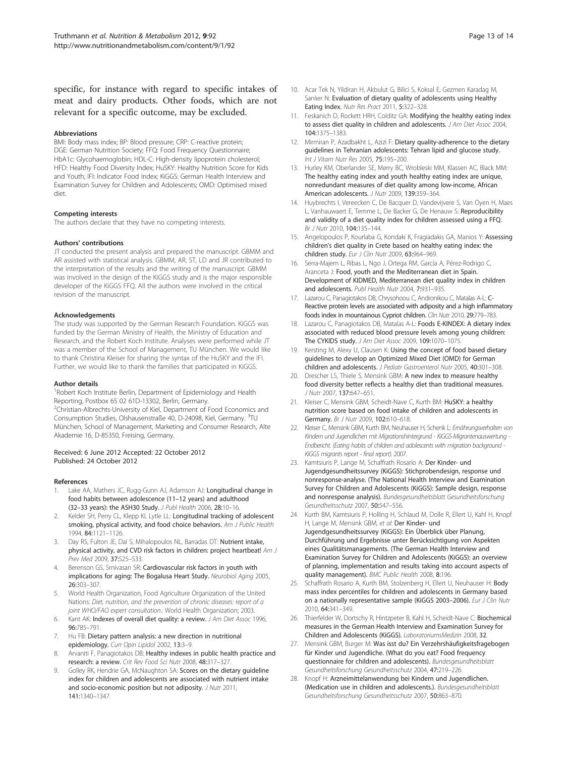specific, for instance with regard to specific intakes of meat and dairy products. Other foods, which are not relevant for a specific outcome, may be excluded.

#### Abbreviations

BMI: Body mass index; BP: Blood pressure; CRP: C-reactive protein; DGE: German Nutrition Society; FFQ: Food Frequency Questionnaire; HbA1c: Glycohaemoglobin; HDL-C: High-density lipoprotein cholesterol; HFD: Healthy Food Diversity Index; HuSKY: Healthy Nutrition Score for Kids and Youth; IFI: Indicator Food Index; KiGGS: German Health Interview and Examination Survey for Children and Adolescents; OMD: Optimised mixed diet.

#### Competing interests

The authors declare that they have no competing interests.

#### Authors' contributions

JT conducted the present analysis and prepared the manuscript. GBMM and AR assisted with statistical analysis. GBMM, AR, ST, LD and JR contributed to the interpretation of the results and the writing of the manuscript. GBMM was involved in the design of the KiGGS study and is the major responsible developer of the KiGGS FFQ. All the authors were involved in the critical revision of the manuscript.

#### Acknowledgements

The study was supported by the German Research Foundation. KiGGS was funded by the German Ministry of Health, the Ministry of Education and Research, and the Robert Koch Institute. Analyses were performed while JT was a member of the School of Management, TU München. We would like to thank Christina Kleiser for sharing the syntax of the HuSKY and the IFI. Further, we would like to thank the families that participated in KiGGS.

#### Author details

[1]Robert Koch Institute Berlin, Department of Epidemiology and Health Reporting, Postbox 65 02 61D-13302, Berlin, Germany. [2]Christian-Albrechts-University of Kiel, Department of Food Economics and Consumption Studies, Olshausenstraße 40, D-24098, Kiel, Germany. [3]TU München, School of Management, Marketing and Consumer Research, Alte Akademie 16, D-85350, Freising, Germany.

Received: 6 June 2012 Accepted: 22 October 2012
Published: 24 October 2012

#### References

1. Lake AA, Mathers JC, Rugg-Gunn AJ, Adamson AJ: **Longitudinal change in food habits between adolescence (11–12 years) and adulthood (32–33 years): the ASH30 Study.** *J Publ Health* 2006, **28:**10–16.
2. Kelder SH, Perry CL, Klepp KI, Lytle LL: **Longitudinal tracking of adolescent smoking, physical activity, and food choice behaviors.** *Am J Public Health* 1994, **84:**1121–1126.
3. Day RS, Fulton JE, Dai S, Mihalopoulos NL, Barradas DT: **Nutrient intake, physical activity, and CVD risk factors in children: project heartbeat!** *Am J Prev Med* 2009, **37:**S25–S33.
4. Berenson GS, Srnivasan SR: **Cardiovascular risk factors in youth with implications for aging: The Bogalusa Heart Study.** *Neurobiol Aging* 2005, **26:**303–307.
5. World Health Organization, Food Agriculture Organization of the United Nations: *Diet, nutrition, and the prevention of chronic diseases: report of a joint WHO/FAO expert consultation*.: World Health Organization; 2003.
6. Kant AK: **Indexes of overall diet quality: a review.** *J Am Diet Assoc* 1996, **96:**785–791.
7. Hu FB: **Dietary pattern analysis: a new direction in nutritional epidemiology.** *Curr Opin Lipidol* 2002, **13:**3–9.
8. Arvaniti F, Panagiotakos DB: **Healthy indexes in public health practice and research: a review.** *Crit Rev Food Sci Nutr* 2008, **48:**317–327.
9. Golley RK, Hendrie GA, McNaughton SA: **Scores on the dietary guideline index for children and adolescents are associated with nutrient intake and socio-economic position but not adiposity.** *J Nutr* 2011, **141:**1340–1347.
10. Acar Tek N, Yildiran H, Akbulut G, Bilici S, Koksal E, Gezmen Karadag M, Sanlıer N: **Evaluation of dietary quality of adolescents using Healthy Eating Index.** *Nutr Res Pract* 2011, **5:**322–328.
11. Feskanich D, Rockett HRH, Colditz GA: **Modifying the healthy eating index to assess diet quality in children and adolescents.** *J Am Diet Assoc* 2004, **104:**1375–1383.
12. Mirmiran P, Azadbakht L, Azizi F: **Dietary quality-adherence to the dietary guidelines in Tehranian adolescents: Tehran lipid and glucose study.** *Int J Vitam Nutr Res* 2005, **75:**195–200.
13. Hurley KM, Oberlander SE, Merry BC, Wrobleski MM, Klassen AC, Black MM: **The healthy eating index and youth healthy eating index are unique, nonredundant measures of diet quality among low-income, African American adolescents.** *J Nutr* 2009, **139:**359–364.
14. Huybrechts I, Vereecken C, De Bacquer D, Vandevijvere S, Van Oyen H, Maes L, Vanhauwaert E, Temme L, De Backer G, De Henauw S: **Reproducibility and validity of a diet quality index for children assessed using a FFQ.** *Br J Nutr* 2010, **104:**135–144.
15. Angelopoulos P, Kourlaba G, Kondaki K, Fragiadakis GA, Manios Y: **Assessing children's diet quality in Crete based on healthy eating index: the children study.** *Eur J Clin Nutr* 2009, **63:**964–969.
16. Serra-Majem L, Ribas L, Ngo J, Ortega RM, García A, Pérez-Rodrigo C, Aranceta J: **Food, youth and the Mediterranean diet in Spain. Development of KIDMED, Mediterranean diet quality index in children and adolescents.** *Publ Health Nutr* 2004, **7:**931–935.
17. Lazarou C, Panagiotakos DB, Chrysohoou C, Andronikou C, Matalas A-L: **C-Reactive protein levels are associated with adiposity and a high inflammatory foods index in mountainous Cypriot children.** *Clin Nutr* 2010, **29:**779–783.
18. Lazarou C, Panagiotakos DB, Matalas A-L: **Foods E-KINDEX: A dietary index associated with reduced blood pressure levels among young children: The CYKIDS study.** *J Am Diet Assoc* 2009, **109:**1070–1075.
19. Kersting M, Alexy U, Clausen K: **Using the concept of food based dietary guidelines to develop an Optimized Mixed Diet (OMD) for German children and adolescents.** *J Pediatr Gastroenterol Nutr* 2005, **40:**301–308.
20. Drescher LS, Thiele S, Mensink GBM: **A new index to measure healthy food diversity better reflects a healthy diet than traditional measures.** *J Nutr* 2007, **137:**647–651.
21. Kleiser C, Mensink GBM, Scheidt-Nave C, Kurth BM: **HuSKY: a healthy nutrition score based on food intake of children and adolescents in Germany.** *Br J Nutr* 2009, **102:**610–618.
22. Kleiser C, Mensink GBM, Kurth BM, Neuhauser H, Schenk L: *Ernährungsverhalten von Kindern und Jugendlichen mit Migrationshintergrund - KiGGS-Migrantenauswertung - Endbericht. (Eating habits of children and adolescents with migration background - KiGGS migrants report - final report).* 2007.
23. Kamtsiuris P, Lange M, Schaffrath Rosario A: **Der Kinder- und Jugendgesundheitssurvey (KiGGS): Stichprobendesign, response und nonresponse-analyse. (The National Health Interview and Examination Survey for Children and Adolescents (KiGGS): Sample design, response and nonresponse analysis).** *Bundesgesundheitsblatt Gesundheitsforschung Gesundheitsschutz* 2007, **50:**547–556.
24. Kurth BM, Kamtsiuris P, Holling H, Schlaud M, Dolle R, Ellert U, Kahl H, Knopf H, Lange M, Mensink GBM, *et al*: **Der Kinder- und Jugendgesundheitssurvey (KiGGS): Ein Überblick über Planung, Durchführung und Ergebnisse unter Berücksichtigung von Aspekten eines Qualitätsmanagements. (The German Health Interview and Examination Survey for Children and Adolescents (KiGGS): an overview of planning, implementation and results taking into account aspects of quality management).** *BMC Public Health* 2008, **8:**196.
25. Schaffrath Rosario A, Kurth BM, Stolzenberg H, Ellert U, Neuhauser H: **Body mass index percentiles for children and adolescents in Germany based on a nationally representative sample (KiGGS 2003–2006).** *Eur J Clin Nutr* 2010, **64:**341–349.
26. Thierfelder W, Dortschy R, Hintzpeter B, Kahl H, Scheidt-Nave C: **Biochemical measures in the German Health Interview and Examination Survey for Children and Adolescents (KiGGS).** *LaboratoriumsMedizin* 2008, **32**.
27. Mensink GBM, Burger M: **Was isst du? Ein Verzehrshäufigkeitsfragebogen für Kinder und Jugendliche. (What do you eat? Food frequency questionnaire for children and adolescents).** *Bundesgesundheitsblatt Gesundheitsforschung Gesundheitsschutz* 2004, **47:**219–226.
28. Knopf H: **Arzneimittelanwendung bei Kindern und Jugendlichen. (Medication use in children and adolescents.).** *Bundesgesundheitsblatt Gesundheitsforschung Gesundheitsschutz* 2007, **50:**863–870.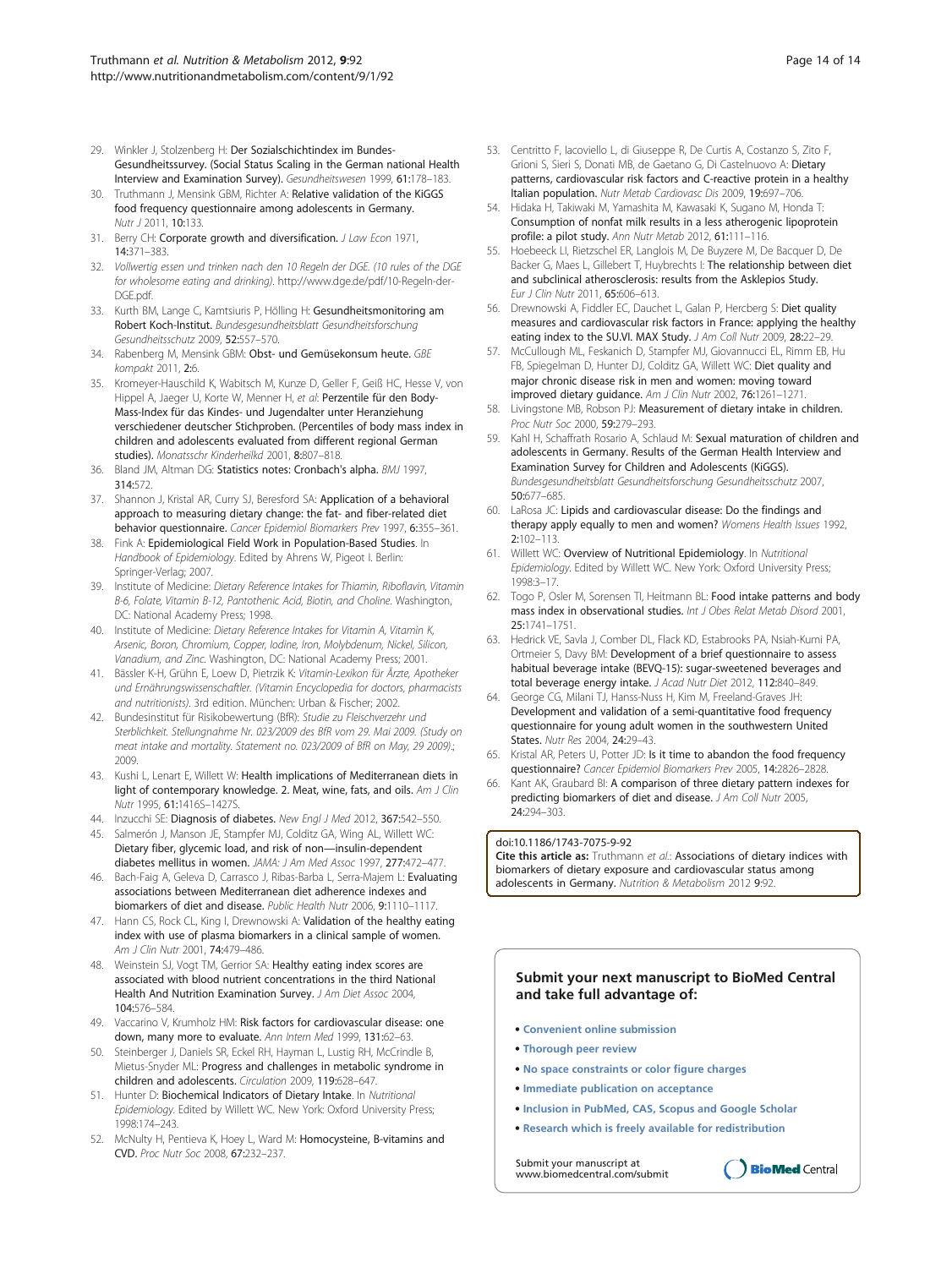29. Winkler J, Stolzenberg H: **Der Sozialschichtindex im Bundes-Gesundheitssurvey. (Social Status Scaling in the German national Health Interview and Examination Survey).** *Gesundheitswesen* 1999, **61**:178–183.
30. Truthmann J, Mensink GBM, Richter A: **Relative validation of the KiGGS food frequency questionnaire among adolescents in Germany.** *Nutr J* 2011, **10**:133.
31. Berry CH: **Corporate growth and diversification.** *J Law Econ* 1971, **14**:371–383.
32. *Vollwertig essen und trinken nach den 10 Regeln der DGE. (10 rules of the DGE for wholesome eating and drinking).* http://www.dge.de/pdf/10-Regeln-der-DGE.pdf.
33. Kurth BM, Lange C, Kamtsiuris P, Hölling H: **Gesundheitsmonitoring am Robert Koch-Institut.** *Bundesgesundheitsblatt Gesundheitsforschung Gesundheitsschutz* 2009, **52**:557–570.
34. Rabenberg M, Mensink GBM: **Obst- und Gemüsekonsum heute.** *GBE kompakt* 2011, **2**:6.
35. Kromeyer-Hauschild K, Wabitsch M, Kunze D, Geller F, Geiß HC, Hesse V, von Hippel A, Jaeger U, Korte W, Menner H, *et al*: **Perzentile für den Body-Mass-Index für das Kindes- und Jugendalter unter Heranziehung verschiedener deutscher Stichproben. (Percentiles of body mass index in children and adolescents evaluated from different regional German studies).** *Monatsschr Kinderheilkd* 2001, **8**:807–818.
36. Bland JM, Altman DG: **Statistics notes: Cronbach's alpha.** *BMJ* 1997, **314**:572.
37. Shannon J, Kristal AR, Curry SJ, Beresford SA: **Application of a behavioral approach to measuring dietary change: the fat- and fiber-related diet behavior questionnaire.** *Cancer Epidemiol Biomarkers Prev* 1997, **6**:355–361.
38. Fink A: **Epidemiological Field Work in Population-Based Studies.** In *Handbook of Epidemiology*. Edited by Ahrens W, Pigeot I. Berlin: Springer-Verlag; 2007.
39. Institute of Medicine: *Dietary Reference Intakes for Thiamin, Riboflavin, Vitamin B-6, Folate, Vitamin B-12, Pantothenic Acid, Biotin, and Choline*. Washington, DC: National Academy Press; 1998.
40. Institute of Medicine: *Dietary Reference Intakes for Vitamin A, Vitamin K, Arsenic, Boron, Chromium, Copper, Iodine, Iron, Molybdenum, Nickel, Silicon, Vanadium, and Zinc*. Washington, DC: National Academy Press; 2001.
41. Bässler K-H, Grühn E, Loew D, Pietrzik K: *Vitamin-Lexikon für Ärzte, Apotheker und Ernährungswissenschaftler. (Vitamin Encyclopedia for doctors, pharmacists and nutritionists)*. 3rd edition. München: Urban & Fischer; 2002.
42. Bundesinstitut für Risikobewertung (BfR): *Studie zu Fleischverzehr und Sterblichkeit. Stellungnahme Nr. 023/2009 des BfR vom 29. Mai 2009. (Study on meat intake and mortality. Statement no. 023/2009 of BfR on May 29 2009).*; 2009.
43. Kushi L, Lenart E, Willett W: **Health implications of Mediterranean diets in light of contemporary knowledge. 2. Meat, wine, fats, and oils.** *Am J Clin Nutr* 1995, **61**:1416S–1427S.
44. Inzucchi SE: **Diagnosis of diabetes.** *New Engl J Med* 2012, **367**:542–550.
45. Salmerón J, Manson JE, Stampfer MJ, Colditz GA, Wing AL, Willett WC: **Dietary fiber, glycemic load, and risk of non—insulin-dependent diabetes mellitus in women.** *JAMA: J Am Med Assoc* 1997, **277**:472–477.
46. Bach-Faig A, Geleva D, Carrasco J, Ribas-Barba L, Serra-Majem L: **Evaluating associations between Mediterranean diet adherence indexes and biomarkers of diet and disease.** *Public Health Nutr* 2006, **9**:1110–1117.
47. Hann CS, Rock CL, King I, Drewnowski A: **Validation of the healthy eating index with use of plasma biomarkers in a clinical sample of women.** *Am J Clin Nutr* 2001, **74**:479–486.
48. Weinstein SJ, Vogt TM, Gerrior SA: **Healthy eating index scores are associated with blood nutrient concentrations in the third National Health And Nutrition Examination Survey.** *J Am Diet Assoc* 2004, **104**:576–584.
49. Vaccarino V, Krumholz HM: **Risk factors for cardiovascular disease: one down, many more to evaluate.** *Ann Intern Med* 1999, **131**:62–63.
50. Steinberger J, Daniels SR, Eckel RH, Hayman L, Lustig RH, McCrindle B, Mietus-Snyder ML: **Progress and challenges in metabolic syndrome in children and adolescents.** *Circulation* 2009, **119**:628–647.
51. Hunter D: **Biochemical Indicators of Dietary Intake.** In *Nutritional Epidemiology*. Edited by Willett WC. New York: Oxford University Press; 1998:174–243.
52. McNulty H, Pentieva K, Hoey L, Ward M: **Homocysteine, B-vitamins and CVD.** *Proc Nutr Soc* 2008, **67**:232–237.
53. Centritto F, Iacoviello L, di Giuseppe R, De Curtis A, Costanzo S, Zito F, Grioni S, Sieri S, Donati MB, de Gaetano G, Di Castelnuovo A: **Dietary patterns, cardiovascular risk factors and C-reactive protein in a healthy Italian population.** *Nutr Metab Cardiovasc Dis* 2009, **19**:697–706.
54. Hidaka H, Takiwaki M, Yamashita M, Kawasaki K, Sugano M, Honda T: **Consumption of nonfat milk results in a less atherogenic lipoprotein profile: a pilot study.** *Ann Nutr Metab* 2012, **61**:111–116.
55. Hoebeeck LI, Rietzschel ER, Langlois M, De Buyzere M, De Bacquer D, De Backer G, Maes L, Gillebert T, Huybrechts I: **The relationship between diet and subclinical atherosclerosis: results from the Asklepios Study.** *Eur J Clin Nutr* 2011, **65**:606–613.
56. Drewnowski A, Fiddler EC, Dauchet L, Galan P, Hercberg S: **Diet quality measures and cardiovascular risk factors in France: applying the healthy eating index to the SU.VI. MAX Study.** *J Am Coll Nutr* 2009, **28**:22–29.
57. McCullough ML, Feskanich D, Stampfer MJ, Giovannucci EL, Rimm EB, Hu FB, Spiegelman D, Hunter DJ, Colditz GA, Willett WC: **Diet quality and major chronic disease risk in men and women: moving toward improved dietary guidance.** *Am J Clin Nutr* 2002, **76**:1261–1271.
58. Livingstone MB, Robson PJ: **Measurement of dietary intake in children.** *Proc Nutr Soc* 2000, **59**:279–293.
59. Kahl H, Schaffrath Rosario A, Schlaud M: **Sexual maturation of children and adolescents in Germany. Results of the German Health Interview and Examination Survey for Children and Adolescents (KiGGS).** *Bundesgesundheitsblatt Gesundheitsforschung Gesundheitsschutz* 2007, **50**:677–685.
60. LaRosa JC: **Lipids and cardiovascular disease: Do the findings and therapy apply equally to men and women?** *Womens Health Issues* 1992, **2**:102–113.
61. Willett WC: **Overview of Nutritional Epidemiology.** In *Nutritional Epidemiology*. Edited by Willett WC. New York: Oxford University Press; 1998:3–17.
62. Togo P, Osler M, Sorensen TI, Heitmann BL: **Food intake patterns and body mass index in observational studies.** *Int J Obes Relat Metab Disord* 2001, **25**:1741–1751.
63. Hedrick VE, Savla J, Comber DL, Flack KD, Estabrooks PA, Nsiah-Kumi PA, Ortmeier S, Davy BM: **Development of a brief questionnaire to assess habitual beverage intake (BEVQ-15): sugar-sweetened beverages and total beverage energy intake.** *J Acad Nutr Diet* 2012, **112**:840–849.
64. George CG, Milani TJ, Hanss-Nuss H, Kim M, Freeland-Graves JH: **Development and validation of a semi-quantitative food frequency questionnaire for young adult women in the southwestern United States.** *Nutr Res* 2004, **24**:29–43.
65. Kristal AR, Peters U, Potter JD: **Is it time to abandon the food frequency questionnaire?** *Cancer Epidemiol Biomarkers Prev* 2005, **14**:2826–2828.
66. Kant AK, Graubard BI: **A comparison of three dietary pattern indexes for predicting biomarkers of diet and disease.** *J Am Coll Nutr* 2005, **24**:294–303.

doi:10.1186/1743-7075-9-92

**Cite this article as:** Truthmann *et al.*: Associations of dietary indices with biomarkers of dietary exposure and cardiovascular status among adolescents in Germany. *Nutrition & Metabolism* 2012 **9**:92.

**Submit your next manuscript to BioMed Central and take full advantage of:**

- **Convenient online submission**
- **Thorough peer review**
- **No space constraints or color figure charges**
- **Immediate publication on acceptance**
- **Inclusion in PubMed, CAS, Scopus and Google Scholar**
- **Research which is freely available for redistribution**

Submit your manuscript at www.biomedcentral.com/submit

BioMed Central